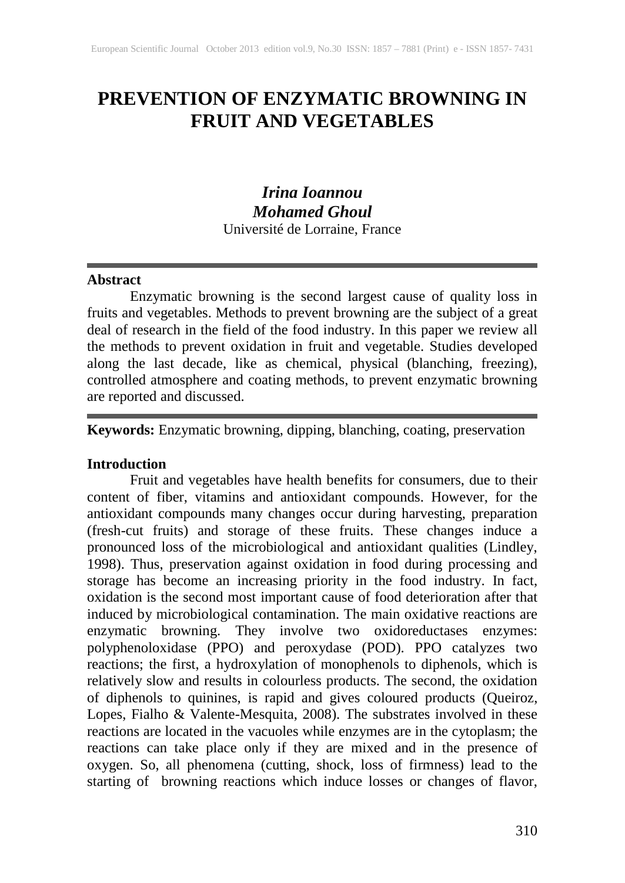# PREVENTION OF ENZYMATIC BROWNING IN FRUIT AND VEGETABLES

***Irina Ioannou***
***Mohamed Ghoul***
Université de Lorraine, France

---

## Abstract

Enzymatic browning is the second largest cause of quality loss in fruits and vegetables. Methods to prevent browning are the subject of a great deal of research in the field of the food industry. In this paper we review all the methods to prevent oxidation in fruit and vegetable. Studies developed along the last decade, like as chemical, physical (blanching, freezing), controlled atmosphere and coating methods, to prevent enzymatic browning are reported and discussed.

---

**Keywords:** Enzymatic browning, dipping, blanching, coating, preservation

## Introduction

Fruit and vegetables have health benefits for consumers, due to their content of fiber, vitamins and antioxidant compounds. However, for the antioxidant compounds many changes occur during harvesting, preparation (fresh-cut fruits) and storage of these fruits. These changes induce a pronounced loss of the microbiological and antioxidant qualities (Lindley, 1998). Thus, preservation against oxidation in food during processing and storage has become an increasing priority in the food industry. In fact, oxidation is the second most important cause of food deterioration after that induced by microbiological contamination. The main oxidative reactions are enzymatic browning. They involve two oxidoreductases enzymes: polyphenoloxidase (PPO) and peroxydase (POD). PPO catalyzes two reactions; the first, a hydroxylation of monophenols to diphenols, which is relatively slow and results in colourless products. The second, the oxidation of diphenols to quinines, is rapid and gives coloured products (Queiroz, Lopes, Fialho & Valente-Mesquita, 2008). The substrates involved in these reactions are located in the vacuoles while enzymes are in the cytoplasm; the reactions can take place only if they are mixed and in the presence of oxygen. So, all phenomena (cutting, shock, loss of firmness) lead to the starting of browning reactions which induce losses or changes of flavor,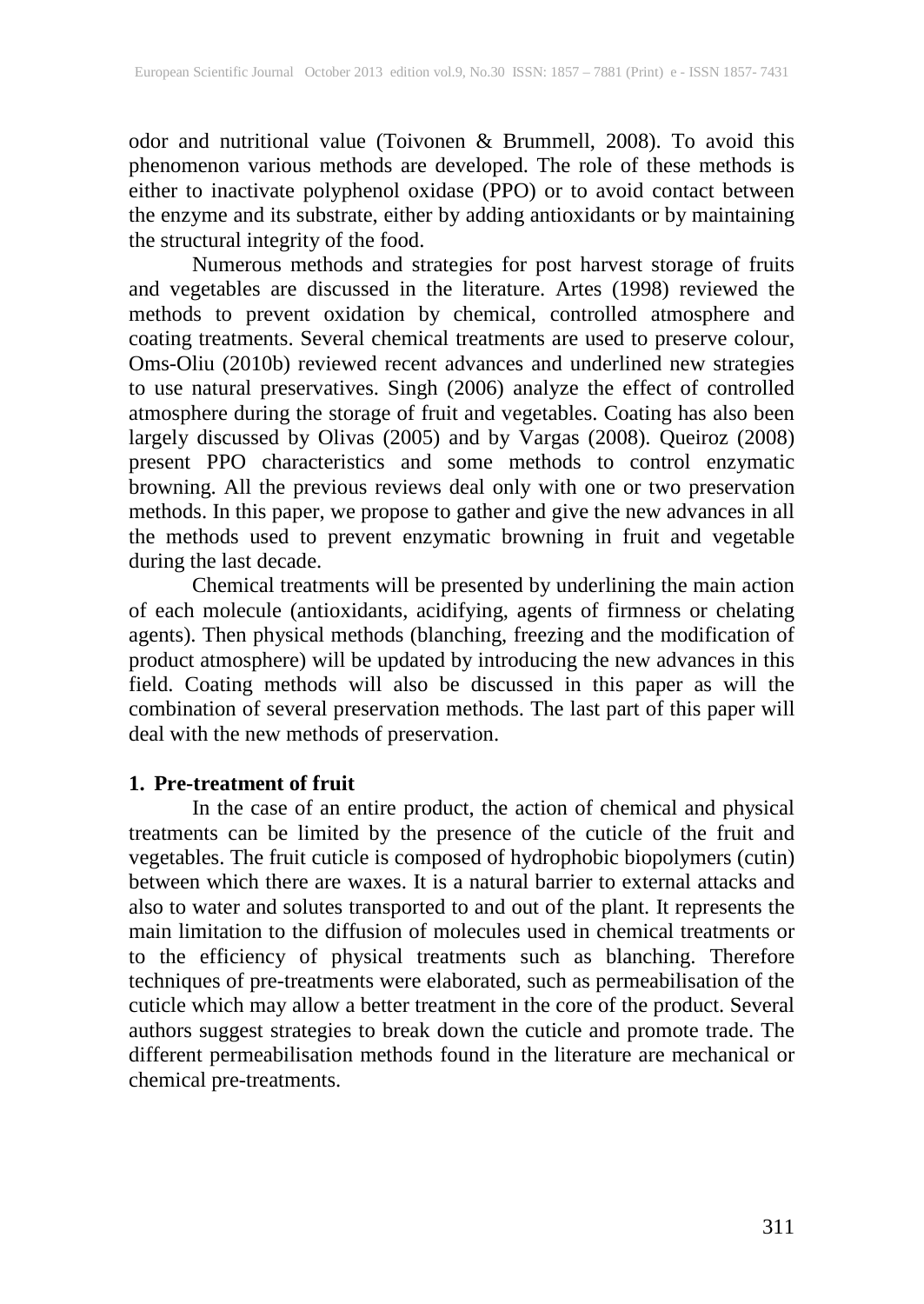odor and nutritional value (Toivonen & Brummell, 2008). To avoid this phenomenon various methods are developed. The role of these methods is either to inactivate polyphenol oxidase (PPO) or to avoid contact between the enzyme and its substrate, either by adding antioxidants or by maintaining the structural integrity of the food.

Numerous methods and strategies for post harvest storage of fruits and vegetables are discussed in the literature. Artes (1998) reviewed the methods to prevent oxidation by chemical, controlled atmosphere and coating treatments. Several chemical treatments are used to preserve colour, Oms-Oliu (2010b) reviewed recent advances and underlined new strategies to use natural preservatives. Singh (2006) analyze the effect of controlled atmosphere during the storage of fruit and vegetables. Coating has also been largely discussed by Olivas (2005) and by Vargas (2008). Queiroz (2008) present PPO characteristics and some methods to control enzymatic browning. All the previous reviews deal only with one or two preservation methods. In this paper, we propose to gather and give the new advances in all the methods used to prevent enzymatic browning in fruit and vegetable during the last decade.

Chemical treatments will be presented by underlining the main action of each molecule (antioxidants, acidifying, agents of firmness or chelating agents). Then physical methods (blanching, freezing and the modification of product atmosphere) will be updated by introducing the new advances in this field. Coating methods will also be discussed in this paper as will the combination of several preservation methods. The last part of this paper will deal with the new methods of preservation.

## 1. Pre-treatment of fruit

In the case of an entire product, the action of chemical and physical treatments can be limited by the presence of the cuticle of the fruit and vegetables. The fruit cuticle is composed of hydrophobic biopolymers (cutin) between which there are waxes. It is a natural barrier to external attacks and also to water and solutes transported to and out of the plant. It represents the main limitation to the diffusion of molecules used in chemical treatments or to the efficiency of physical treatments such as blanching. Therefore techniques of pre-treatments were elaborated, such as permeabilisation of the cuticle which may allow a better treatment in the core of the product. Several authors suggest strategies to break down the cuticle and promote trade. The different permeabilisation methods found in the literature are mechanical or chemical pre-treatments.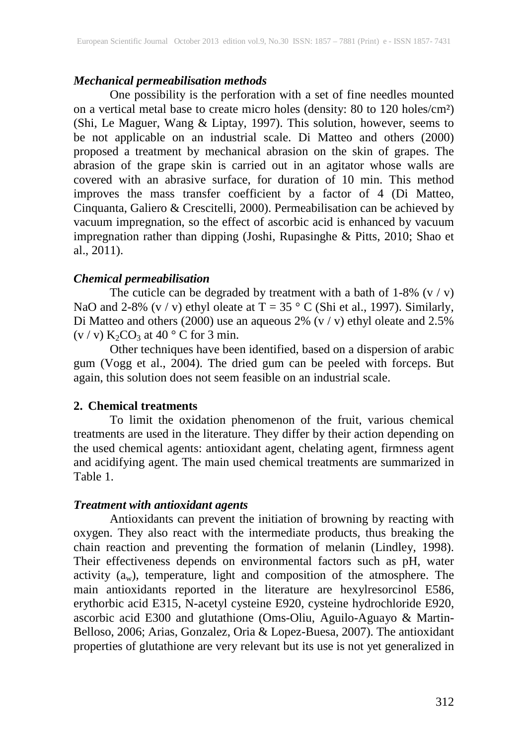### *Mechanical permeabilisation methods*

One possibility is the perforation with a set of fine needles mounted on a vertical metal base to create micro holes (density: 80 to 120 holes/cm²) (Shi, Le Maguer, Wang & Liptay, 1997). This solution, however, seems to be not applicable on an industrial scale. Di Matteo and others (2000) proposed a treatment by mechanical abrasion on the skin of grapes. The abrasion of the grape skin is carried out in an agitator whose walls are covered with an abrasive surface, for duration of 10 min. This method improves the mass transfer coefficient by a factor of 4 (Di Matteo, Cinquanta, Galiero & Crescitelli, 2000). Permeabilisation can be achieved by vacuum impregnation, so the effect of ascorbic acid is enhanced by vacuum impregnation rather than dipping (Joshi, Rupasinghe & Pitts, 2010; Shao et al., 2011).

### *Chemical permeabilisation*

The cuticle can be degraded by treatment with a bath of 1-8% (v / v) NaO and 2-8% (v / v) ethyl oleate at T = 35 ° C (Shi et al., 1997). Similarly, Di Matteo and others (2000) use an aqueous 2% (v / v) ethyl oleate and 2.5% (v / v) $K_2CO_3$ at 40 ° C for 3 min.

Other techniques have been identified, based on a dispersion of arabic gum (Vogg et al., 2004). The dried gum can be peeled with forceps. But again, this solution does not seem feasible on an industrial scale.

## 2. Chemical treatments

To limit the oxidation phenomenon of the fruit, various chemical treatments are used in the literature. They differ by their action depending on the used chemical agents: antioxidant agent, chelating agent, firmness agent and acidifying agent. The main used chemical treatments are summarized in Table 1.

### *Treatment with antioxidant agents*

Antioxidants can prevent the initiation of browning by reacting with oxygen. They also react with the intermediate products, thus breaking the chain reaction and preventing the formation of melanin (Lindley, 1998). Their effectiveness depends on environmental factors such as pH, water activity ($a_w$), temperature, light and composition of the atmosphere. The main antioxidants reported in the literature are hexylresorcinol E586, erythorbic acid E315, N-acetyl cysteine E920, cysteine hydrochloride E920, ascorbic acid E300 and glutathione (Oms-Oliu, Aguilo-Aguayo & Martin-Belloso, 2006; Arias, Gonzalez, Oria & Lopez-Buesa, 2007). The antioxidant properties of glutathione are very relevant but its use is not yet generalized in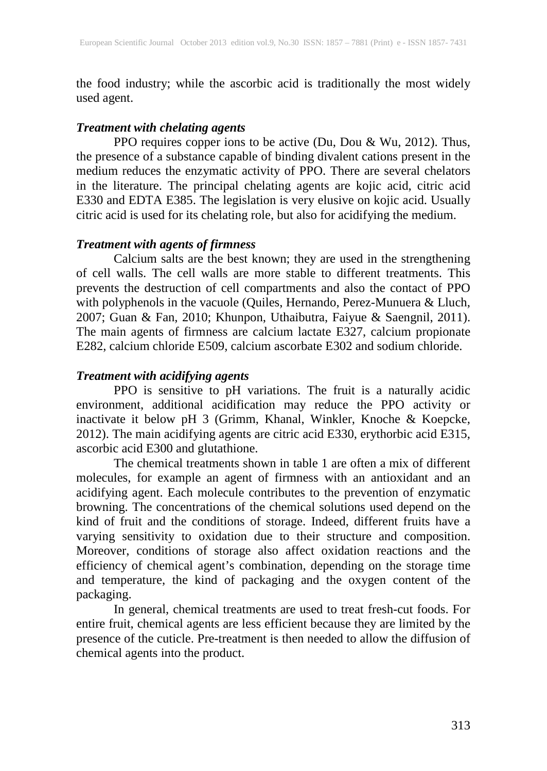the food industry; while the ascorbic acid is traditionally the most widely used agent.

***Treatment with chelating agents***

PPO requires copper ions to be active (Du, Dou & Wu, 2012). Thus, the presence of a substance capable of binding divalent cations present in the medium reduces the enzymatic activity of PPO. There are several chelators in the literature. The principal chelating agents are kojic acid, citric acid E330 and EDTA E385. The legislation is very elusive on kojic acid. Usually citric acid is used for its chelating role, but also for acidifying the medium.

***Treatment with agents of firmness***

Calcium salts are the best known; they are used in the strengthening of cell walls. The cell walls are more stable to different treatments. This prevents the destruction of cell compartments and also the contact of PPO with polyphenols in the vacuole (Quiles, Hernando, Perez-Munuera & Lluch, 2007; Guan & Fan, 2010; Khunpon, Uthaibutra, Faiyue & Saengnil, 2011). The main agents of firmness are calcium lactate E327, calcium propionate E282, calcium chloride E509, calcium ascorbate E302 and sodium chloride.

***Treatment with acidifying agents***

PPO is sensitive to pH variations. The fruit is a naturally acidic environment, additional acidification may reduce the PPO activity or inactivate it below pH 3 (Grimm, Khanal, Winkler, Knoche & Koepcke, 2012). The main acidifying agents are citric acid E330, erythorbic acid E315, ascorbic acid E300 and glutathione.

The chemical treatments shown in table 1 are often a mix of different molecules, for example an agent of firmness with an antioxidant and an acidifying agent. Each molecule contributes to the prevention of enzymatic browning. The concentrations of the chemical solutions used depend on the kind of fruit and the conditions of storage. Indeed, different fruits have a varying sensitivity to oxidation due to their structure and composition. Moreover, conditions of storage also affect oxidation reactions and the efficiency of chemical agent's combination, depending on the storage time and temperature, the kind of packaging and the oxygen content of the packaging.

In general, chemical treatments are used to treat fresh-cut foods. For entire fruit, chemical agents are less efficient because they are limited by the presence of the cuticle. Pre-treatment is then needed to allow the diffusion of chemical agents into the product.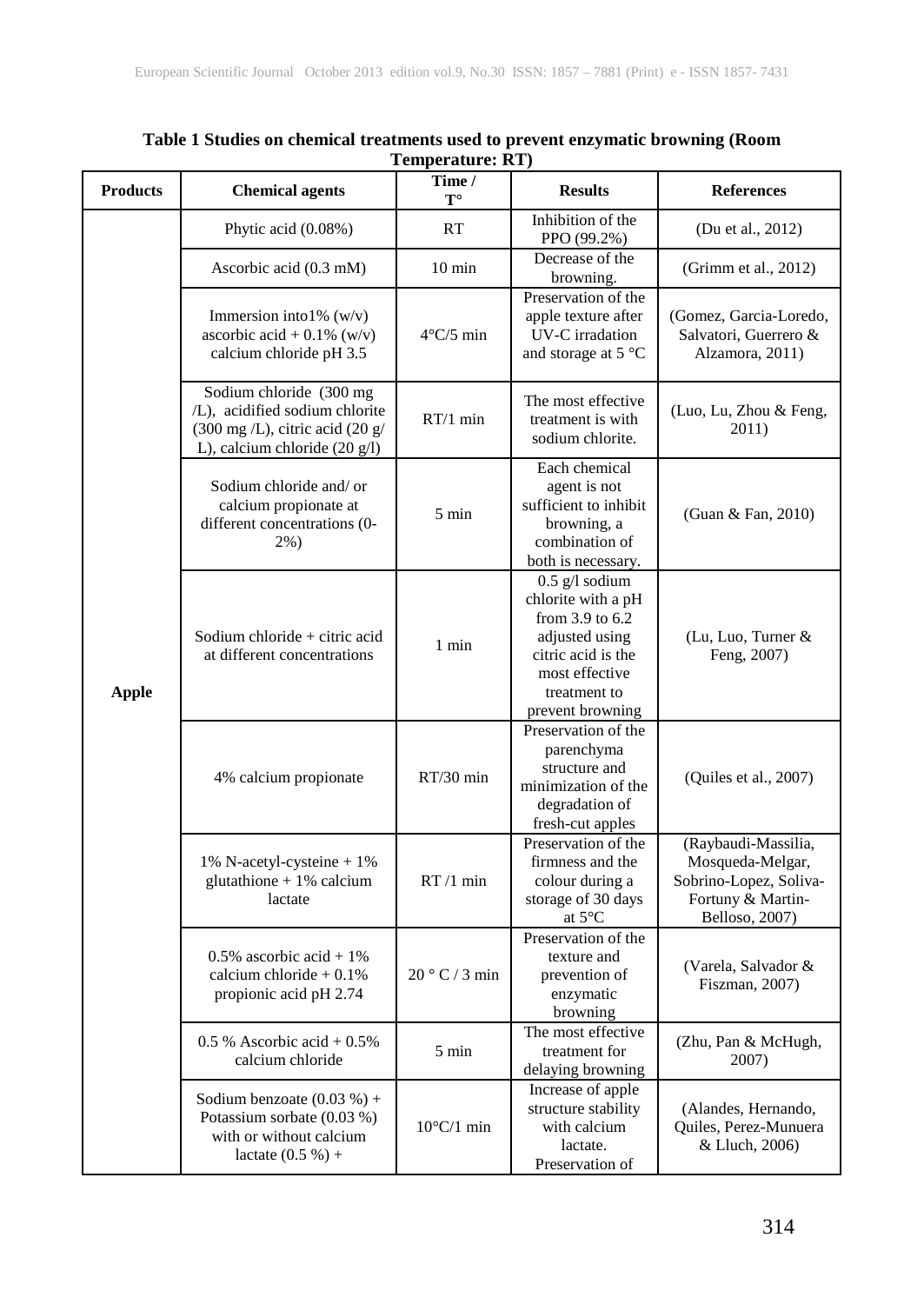**Table 1 Studies on chemical treatments used to prevent enzymatic browning (Room Temperature: RT)**

| Products | Chemical agents | Time / T° | Results | References |
|---|---|---|---|---|
| Apple | Phytic acid (0.08%) | RT | Inhibition of the PPO (99.2%) | (Du et al., 2012) |
| | Ascorbic acid (0.3 mM) | 10 min | Decrease of the browning. | (Grimm et al., 2012) |
| | Immersion into1% (w/v) ascorbic acid + 0.1% (w/v) calcium chloride pH 3.5 | 4°C/5 min | Preservation of the apple texture after UV-C irradation and storage at 5 °C | (Gomez, Garcia-Loredo, Salvatori, Guerrero & Alzamora, 2011) |
| | Sodium chloride (300 mg /L), acidified sodium chlorite (300 mg /L), citric acid (20 g/ L), calcium chloride (20 g/l) | RT/1 min | The most effective treatment is with sodium chlorite. | (Luo, Lu, Zhou & Feng, 2011) |
| | Sodium chloride and/ or calcium propionate at different concentrations (0-2%) | 5 min | Each chemical agent is not sufficient to inhibit browning, a combination of both is necessary. | (Guan & Fan, 2010) |
| | Sodium chloride + citric acid at different concentrations | 1 min | 0.5 g/l sodium chlorite with a pH from 3.9 to 6.2 adjusted using citric acid is the most effective treatment to prevent browning | (Lu, Luo, Turner & Feng, 2007) |
| | 4% calcium propionate | RT/30 min | Preservation of the parenchyma structure and minimization of the degradation of fresh-cut apples | (Quiles et al., 2007) |
| | 1% N-acetyl-cysteine + 1% glutathione + 1% calcium lactate | RT /1 min | Preservation of the firmness and the colour during a storage of 30 days at 5°C | (Raybaudi-Massilia, Mosqueda-Melgar, Sobrino-Lopez, Soliva-Fortuny & Martin-Belloso, 2007) |
| | 0.5% ascorbic acid + 1% calcium chloride + 0.1% propionic acid pH 2.74 | 20 ° C / 3 min | Preservation of the texture and prevention of enzymatic browning | (Varela, Salvador & Fiszman, 2007) |
| | 0.5 % Ascorbic acid + 0.5% calcium chloride | 5 min | The most effective treatment for delaying browning | (Zhu, Pan & McHugh, 2007) |
| | Sodium benzoate (0.03 %) + Potassium sorbate (0.03 %) with or without calcium lactate (0.5 %) + | 10°C/1 min | Increase of apple structure stability with calcium lactate. Preservation of | (Alandes, Hernando, Quiles, Perez-Munuera & Lluch, 2006) |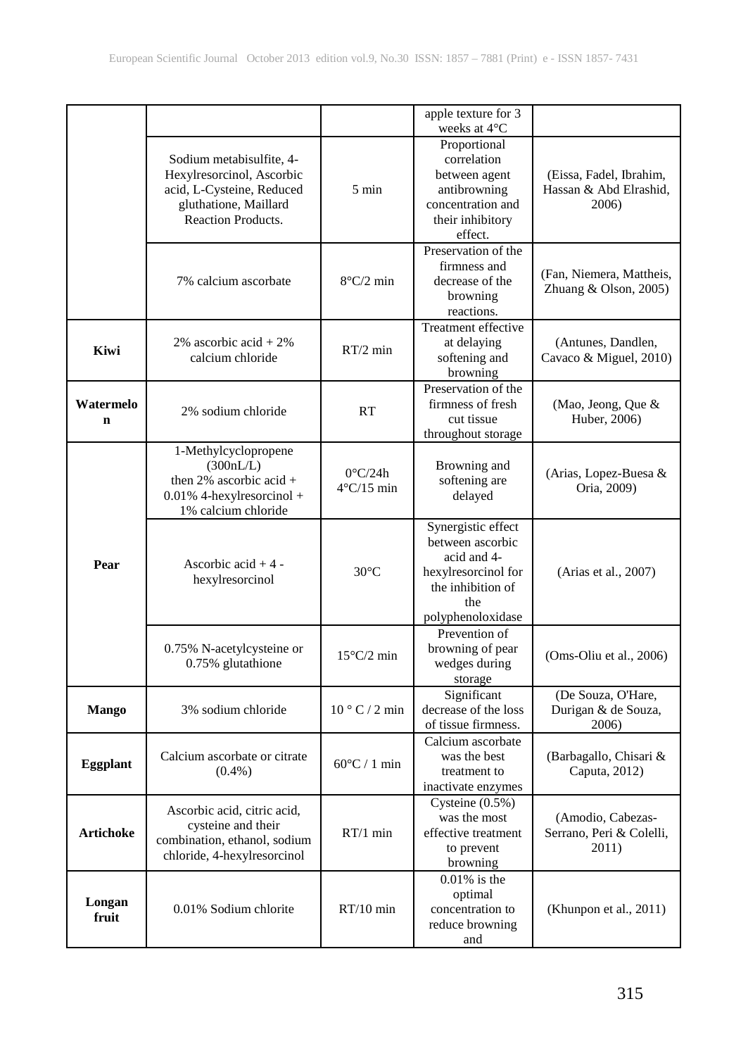| | | | | |
|---|---|---|---|---|
| | | | apple texture for 3 weeks at 4°C | |
| | Sodium metabisulfite, 4-Hexylresorcinol, Ascorbic acid, L-Cysteine, Reduced gluthatione, Maillard Reaction Products. | 5 min | Proportional correlation between agent antibrowning concentration and their inhibitory effect. | (Eissa, Fadel, Ibrahim, Hassan & Abd Elrashid, 2006) |
| | 7% calcium ascorbate | 8°C/2 min | Preservation of the firmness and decrease of the browning reactions. | (Fan, Niemera, Mattheis, Zhuang & Olson, 2005) |
| **Kiwi** | 2% ascorbic acid + 2% calcium chloride | RT/2 min | Treatment effective at delaying softening and browning | (Antunes, Dandlen, Cavaco & Miguel, 2010) |
| **Watermelon** | 2% sodium chloride | RT | Preservation of the firmness of fresh cut tissue throughout storage | (Mao, Jeong, Que & Huber, 2006) |
| **Pear** | 1-Methylcyclopropene (300nL/L) then 2% ascorbic acid + 0.01% 4-hexylresorcinol + 1% calcium chloride | 0°C/24h 4°C/15 min | Browning and softening are delayed | (Arias, Lopez-Buesa & Oria, 2009) |
| | Ascorbic acid + 4 - hexylresorcinol | 30°C | Synergistic effect between ascorbic acid and 4-hexylresorcinol for the inhibition of the polyphenoloxidase | (Arias et al., 2007) |
| | 0.75% N-acetylcysteine or 0.75% glutathione | 15°C/2 min | Prevention of browning of pear wedges during storage | (Oms-Oliu et al., 2006) |
| **Mango** | 3% sodium chloride | 10 ° C / 2 min | Significant decrease of the loss of tissue firmness. | (De Souza, O'Hare, Durigan & de Souza, 2006) |
| **Eggplant** | Calcium ascorbate or citrate (0.4%) | 60°C / 1 min | Calcium ascorbate was the best treatment to inactivate enzymes | (Barbagallo, Chisari & Caputa, 2012) |
| **Artichoke** | Ascorbic acid, citric acid, cysteine and their combination, ethanol, sodium chloride, 4-hexylresorcinol | RT/1 min | Cysteine (0.5%) was the most effective treatment to prevent browning | (Amodio, Cabezas-Serrano, Peri & Colelli, 2011) |
| **Longan fruit** | 0.01% Sodium chlorite | RT/10 min | 0.01% is the optimal concentration to reduce browning and | (Khunpon et al., 2011) |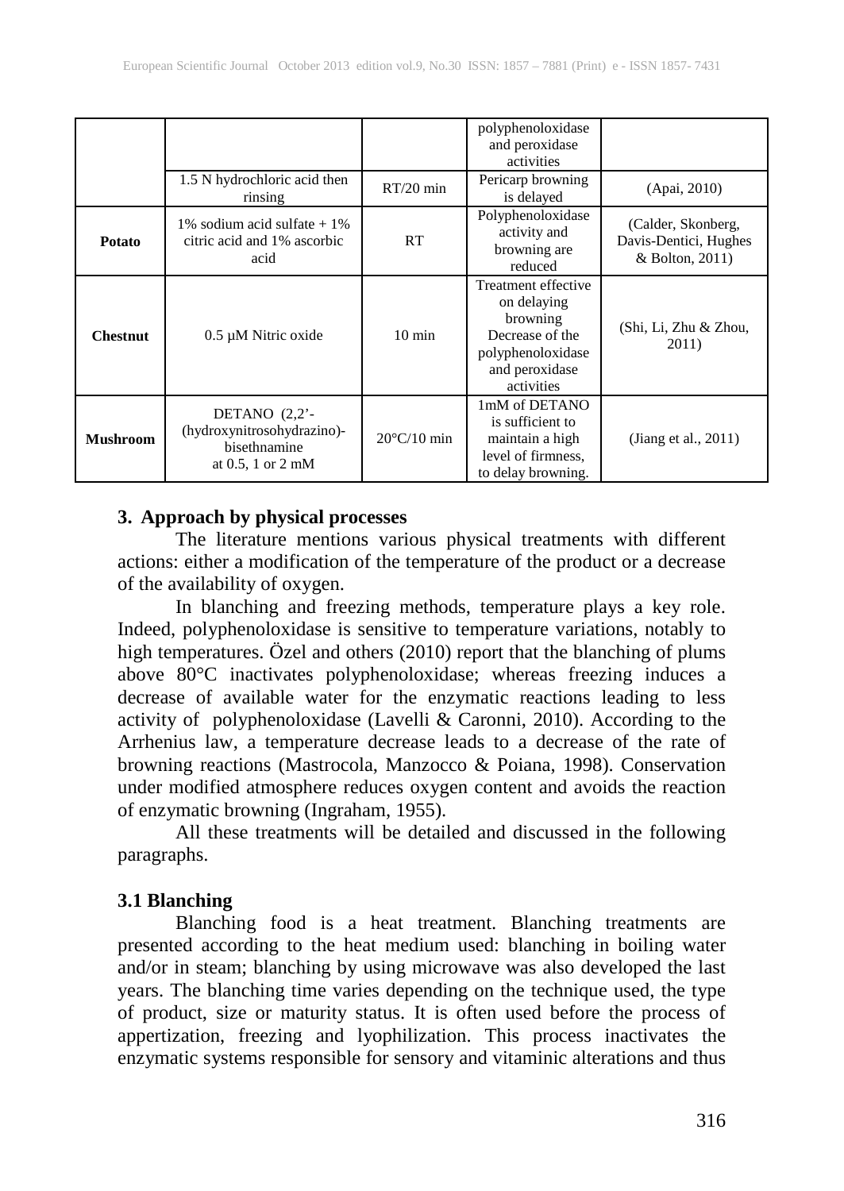| | | | | |
|---|---|---|---|---|
| | | | polyphenoloxidase and peroxidase activities | |
| | 1.5 N hydrochloric acid then rinsing | RT/20 min | Pericarp browning is delayed | (Apai, 2010) |
| **Potato** | 1% sodium acid sulfate + 1% citric acid and 1% ascorbic acid | RT | Polyphenoloxidase activity and browning are reduced | (Calder, Skonberg, Davis-Dentici, Hughes & Bolton, 2011) |
| **Chestnut** | 0.5 µM Nitric oxide | 10 min | Treatment effective on delaying browning Decrease of the polyphenoloxidase and peroxidase activities | (Shi, Li, Zhu & Zhou, 2011) |
| **Mushroom** | DETANO (2,2'-(hydroxynitrosohydrazino)-bisethnamine at 0.5, 1 or 2 mM | 20°C/10 min | 1mM of DETANO is sufficient to maintain a high level of firmness, to delay browning. | (Jiang et al., 2011) |

## 3. Approach by physical processes

The literature mentions various physical treatments with different actions: either a modification of the temperature of the product or a decrease of the availability of oxygen.

In blanching and freezing methods, temperature plays a key role. Indeed, polyphenoloxidase is sensitive to temperature variations, notably to high temperatures. Özel and others (2010) report that the blanching of plums above 80°C inactivates polyphenoloxidase; whereas freezing induces a decrease of available water for the enzymatic reactions leading to less activity of polyphenoloxidase (Lavelli & Caronni, 2010). According to the Arrhenius law, a temperature decrease leads to a decrease of the rate of browning reactions (Mastrocola, Manzocco & Poiana, 1998). Conservation under modified atmosphere reduces oxygen content and avoids the reaction of enzymatic browning (Ingraham, 1955).

All these treatments will be detailed and discussed in the following paragraphs.

### 3.1 Blanching

Blanching food is a heat treatment. Blanching treatments are presented according to the heat medium used: blanching in boiling water and/or in steam; blanching by using microwave was also developed the last years. The blanching time varies depending on the technique used, the type of product, size or maturity status. It is often used before the process of appertization, freezing and lyophilization. This process inactivates the enzymatic systems responsible for sensory and vitaminic alterations and thus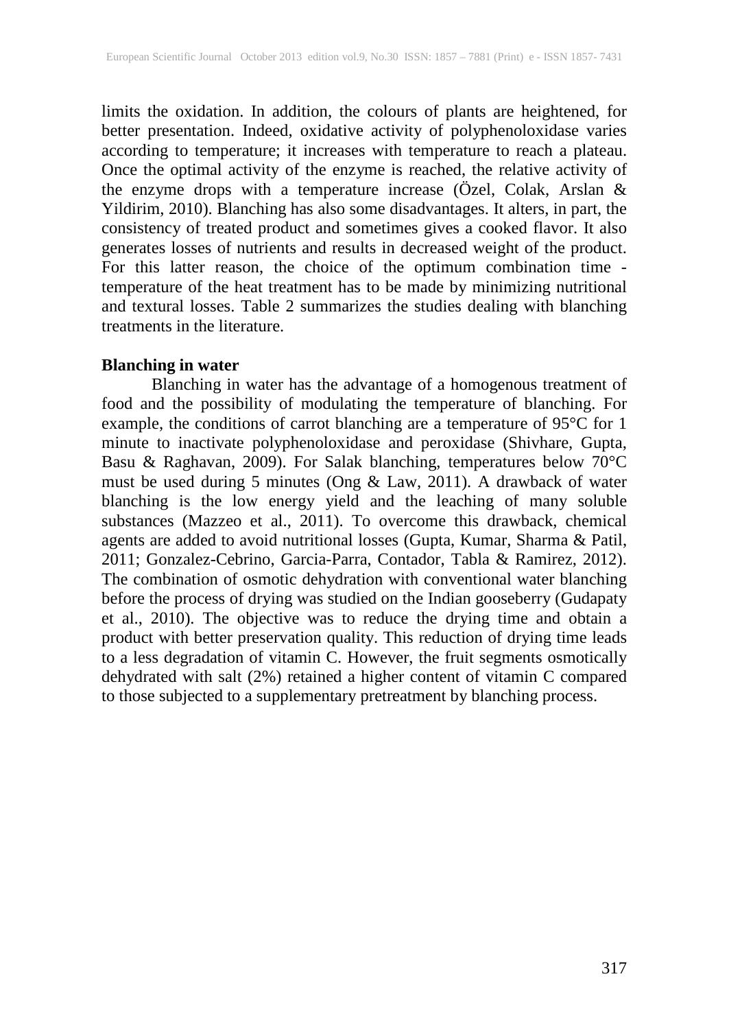limits the oxidation. In addition, the colours of plants are heightened, for better presentation. Indeed, oxidative activity of polyphenoloxidase varies according to temperature; it increases with temperature to reach a plateau. Once the optimal activity of the enzyme is reached, the relative activity of the enzyme drops with a temperature increase (Özel, Colak, Arslan & Yildirim, 2010). Blanching has also some disadvantages. It alters, in part, the consistency of treated product and sometimes gives a cooked flavor. It also generates losses of nutrients and results in decreased weight of the product. For this latter reason, the choice of the optimum combination time - temperature of the heat treatment has to be made by minimizing nutritional and textural losses. Table 2 summarizes the studies dealing with blanching treatments in the literature.

**Blanching in water**

Blanching in water has the advantage of a homogenous treatment of food and the possibility of modulating the temperature of blanching. For example, the conditions of carrot blanching are a temperature of 95°C for 1 minute to inactivate polyphenoloxidase and peroxidase (Shivhare, Gupta, Basu & Raghavan, 2009). For Salak blanching, temperatures below 70°C must be used during 5 minutes (Ong & Law, 2011). A drawback of water blanching is the low energy yield and the leaching of many soluble substances (Mazzeo et al., 2011). To overcome this drawback, chemical agents are added to avoid nutritional losses (Gupta, Kumar, Sharma & Patil, 2011; Gonzalez-Cebrino, Garcia-Parra, Contador, Tabla & Ramirez, 2012). The combination of osmotic dehydration with conventional water blanching before the process of drying was studied on the Indian gooseberry (Gudapaty et al., 2010). The objective was to reduce the drying time and obtain a product with better preservation quality. This reduction of drying time leads to a less degradation of vitamin C. However, the fruit segments osmotically dehydrated with salt (2%) retained a higher content of vitamin C compared to those subjected to a supplementary pretreatment by blanching process.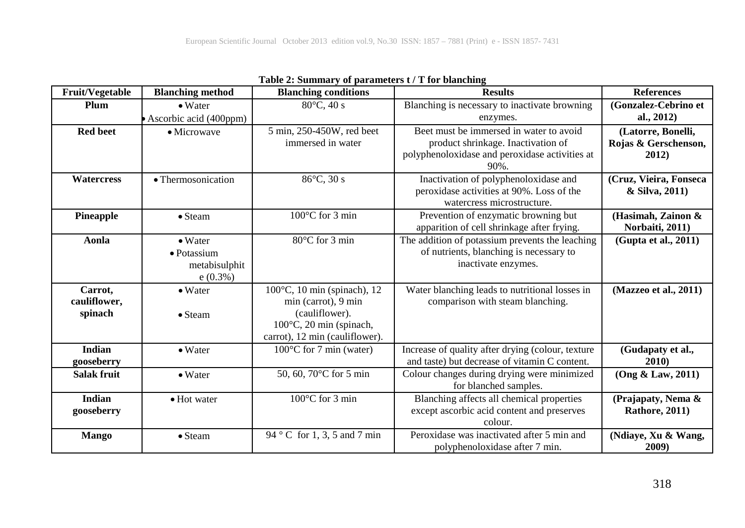**Table 2: Summary of parameters t / T for blanching**

| Fruit/Vegetable | Blanching method | Blanching conditions | Results | References |
|---|---|---|---|---|
| **Plum** | • Water<br>• Ascorbic acid (400ppm) | 80°C, 40 s | Blanching is necessary to inactivate browning enzymes. | **(Gonzalez-Cebrino et al., 2012)** |
| **Red beet** | • Microwave | 5 min, 250-450W, red beet immersed in water | Beet must be immersed in water to avoid product shrinkage. Inactivation of polyphenoloxidase and peroxidase activities at 90%. | **(Latorre, Bonelli, Rojas & Gerschenson, 2012)** |
| **Watercress** | • Thermosonication | 86°C, 30 s | Inactivation of polyphenoloxidase and peroxidase activities at 90%. Loss of the watercress microstructure. | **(Cruz, Vieira, Fonseca & Silva, 2011)** |
| **Pineapple** | • Steam | 100°C for 3 min | Prevention of enzymatic browning but apparition of cell shrinkage after frying. | **(Hasimah, Zainon & Norbaiti, 2011)** |
| **Aonla** | • Water<br>• Potassium metabisulphite (0.3%) | 80°C for 3 min | The addition of potassium prevents the leaching of nutrients, blanching is necessary to inactivate enzymes. | **(Gupta et al., 2011)** |
| **Carrot, cauliflower, spinach** | • Water<br>• Steam | 100°C, 10 min (spinach), 12 min (carrot), 9 min (cauliflower).<br>100°C, 20 min (spinach, carrot), 12 min (cauliflower). | Water blanching leads to nutritional losses in comparison with steam blanching. | **(Mazzeo et al., 2011)** |
| **Indian gooseberry** | • Water | 100°C for 7 min (water) | Increase of quality after drying (colour, texture and taste) but decrease of vitamin C content. | **(Gudapaty et al., 2010)** |
| **Salak fruit** | • Water | 50, 60, 70°C for 5 min | Colour changes during drying were minimized for blanched samples. | **(Ong & Law, 2011)** |
| **Indian gooseberry** | • Hot water | 100°C for 3 min | Blanching affects all chemical properties except ascorbic acid content and preserves colour. | **(Prajapaty, Nema & Rathore, 2011)** |
| **Mango** | • Steam | 94 ° C for 1, 3, 5 and 7 min | Peroxidase was inactivated after 5 min and polyphenoloxidase after 7 min. | **(Ndiaye, Xu & Wang, 2009)** |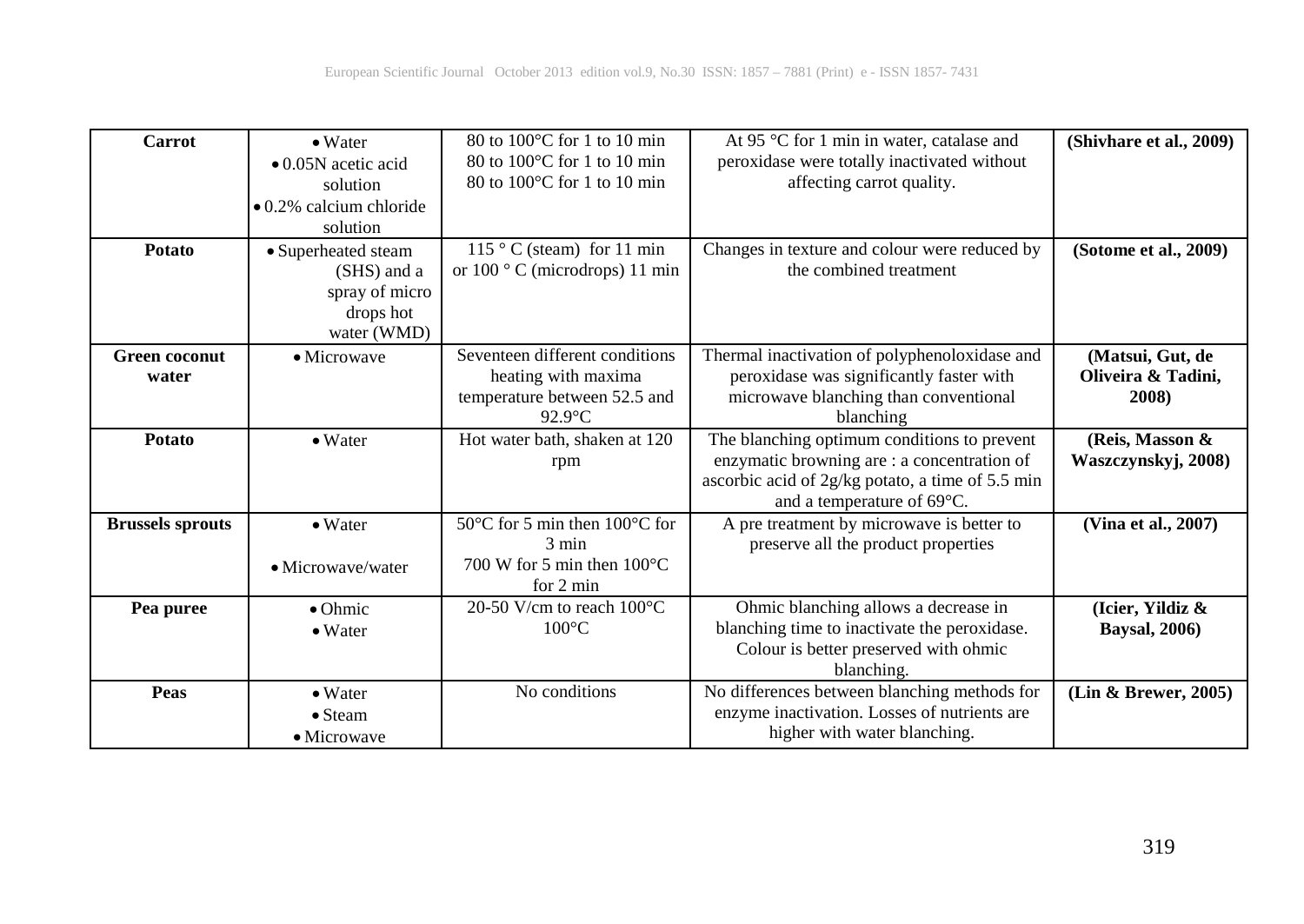| | | | | |
|---|---|---|---|---|
| **Carrot** | • Water<br>• 0.05N acetic acid solution<br>• 0.2% calcium chloride solution | 80 to 100°C for 1 to 10 min<br>80 to 100°C for 1 to 10 min<br>80 to 100°C for 1 to 10 min | At 95 °C for 1 min in water, catalase and peroxidase were totally inactivated without affecting carrot quality. | **(Shivhare et al., 2009)** |
| **Potato** | • Superheated steam (SHS) and a spray of micro drops hot water (WMD) | 115 ° C (steam) for 11 min or 100 ° C (microdrops) 11 min | Changes in texture and colour were reduced by the combined treatment | **(Sotome et al., 2009)** |
| **Green coconut water** | • Microwave | Seventeen different conditions heating with maxima temperature between 52.5 and 92.9°C | Thermal inactivation of polyphenoloxidase and peroxidase was significantly faster with microwave blanching than conventional blanching | **(Matsui, Gut, de Oliveira & Tadini, 2008)** |
| **Potato** | • Water | Hot water bath, shaken at 120 rpm | The blanching optimum conditions to prevent enzymatic browning are : a concentration of ascorbic acid of 2g/kg potato, a time of 5.5 min and a temperature of 69°C. | **(Reis, Masson & Waszczynskyj, 2008)** |
| **Brussels sprouts** | • Water<br>• Microwave/water | 50°C for 5 min then 100°C for 3 min<br>700 W for 5 min then 100°C for 2 min | A pre treatment by microwave is better to preserve all the product properties | **(Vina et al., 2007)** |
| **Pea puree** | • Ohmic<br>• Water | 20-50 V/cm to reach 100°C<br>100°C | Ohmic blanching allows a decrease in blanching time to inactivate the peroxidase. Colour is better preserved with ohmic blanching. | **(Icier, Yildiz & Baysal, 2006)** |
| **Peas** | • Water<br>• Steam<br>• Microwave | No conditions | No differences between blanching methods for enzyme inactivation. Losses of nutrients are higher with water blanching. | **(Lin & Brewer, 2005)** |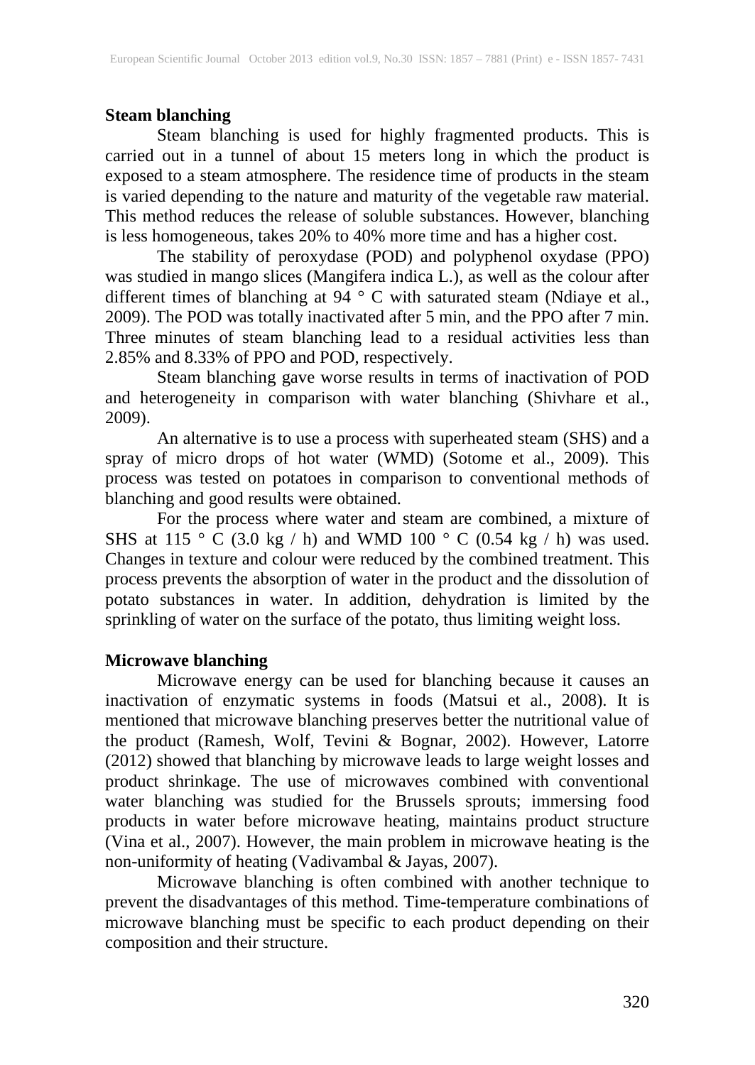### Steam blanching

Steam blanching is used for highly fragmented products. This is carried out in a tunnel of about 15 meters long in which the product is exposed to a steam atmosphere. The residence time of products in the steam is varied depending to the nature and maturity of the vegetable raw material. This method reduces the release of soluble substances. However, blanching is less homogeneous, takes 20% to 40% more time and has a higher cost.

The stability of peroxydase (POD) and polyphenol oxydase (PPO) was studied in mango slices (Mangifera indica L.), as well as the colour after different times of blanching at 94 ° C with saturated steam (Ndiaye et al., 2009). The POD was totally inactivated after 5 min, and the PPO after 7 min. Three minutes of steam blanching lead to a residual activities less than 2.85% and 8.33% of PPO and POD, respectively.

Steam blanching gave worse results in terms of inactivation of POD and heterogeneity in comparison with water blanching (Shivhare et al., 2009).

An alternative is to use a process with superheated steam (SHS) and a spray of micro drops of hot water (WMD) (Sotome et al., 2009). This process was tested on potatoes in comparison to conventional methods of blanching and good results were obtained.

For the process where water and steam are combined, a mixture of SHS at 115 ° C (3.0 kg / h) and WMD 100 ° C (0.54 kg / h) was used. Changes in texture and colour were reduced by the combined treatment. This process prevents the absorption of water in the product and the dissolution of potato substances in water. In addition, dehydration is limited by the sprinkling of water on the surface of the potato, thus limiting weight loss.

### Microwave blanching

Microwave energy can be used for blanching because it causes an inactivation of enzymatic systems in foods (Matsui et al., 2008). It is mentioned that microwave blanching preserves better the nutritional value of the product (Ramesh, Wolf, Tevini & Bognar, 2002). However, Latorre (2012) showed that blanching by microwave leads to large weight losses and product shrinkage. The use of microwaves combined with conventional water blanching was studied for the Brussels sprouts; immersing food products in water before microwave heating, maintains product structure (Vina et al., 2007). However, the main problem in microwave heating is the non-uniformity of heating (Vadivambal & Jayas, 2007).

Microwave blanching is often combined with another technique to prevent the disadvantages of this method. Time-temperature combinations of microwave blanching must be specific to each product depending on their composition and their structure.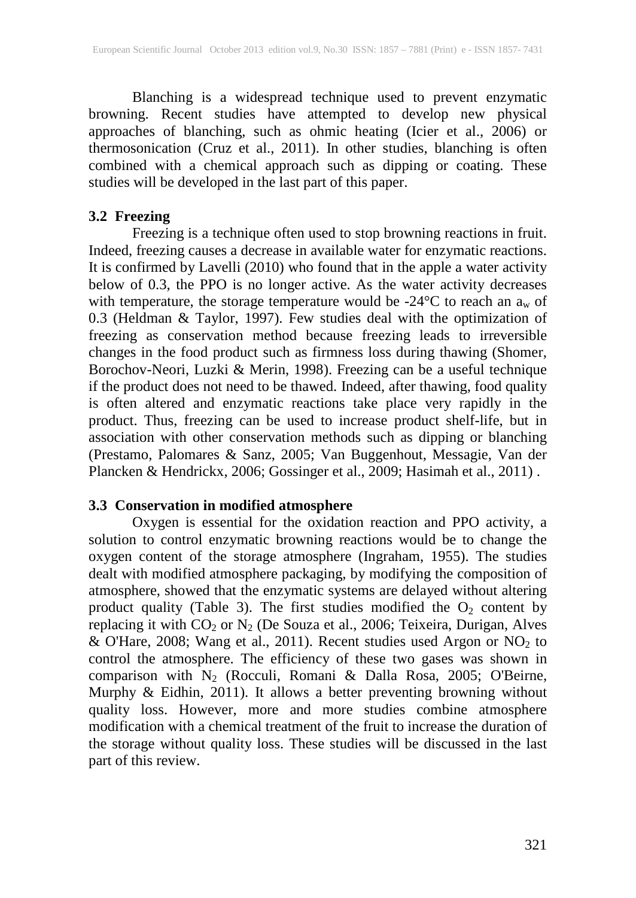Blanching is a widespread technique used to prevent enzymatic browning. Recent studies have attempted to develop new physical approaches of blanching, such as ohmic heating (Icier et al., 2006) or thermosonication (Cruz et al., 2011). In other studies, blanching is often combined with a chemical approach such as dipping or coating. These studies will be developed in the last part of this paper.

### 3.2 Freezing

Freezing is a technique often used to stop browning reactions in fruit. Indeed, freezing causes a decrease in available water for enzymatic reactions. It is confirmed by Lavelli (2010) who found that in the apple a water activity below of 0.3, the PPO is no longer active. As the water activity decreases with temperature, the storage temperature would be -24°C to reach an $a_w$ of 0.3 (Heldman & Taylor, 1997). Few studies deal with the optimization of freezing as conservation method because freezing leads to irreversible changes in the food product such as firmness loss during thawing (Shomer, Borochov-Neori, Luzki & Merin, 1998). Freezing can be a useful technique if the product does not need to be thawed. Indeed, after thawing, food quality is often altered and enzymatic reactions take place very rapidly in the product. Thus, freezing can be used to increase product shelf-life, but in association with other conservation methods such as dipping or blanching (Prestamo, Palomares & Sanz, 2005; Van Buggenhout, Messagie, Van der Plancken & Hendrickx, 2006; Gossinger et al., 2009; Hasimah et al., 2011) .

### 3.3 Conservation in modified atmosphere

Oxygen is essential for the oxidation reaction and PPO activity, a solution to control enzymatic browning reactions would be to change the oxygen content of the storage atmosphere (Ingraham, 1955). The studies dealt with modified atmosphere packaging, by modifying the composition of atmosphere, showed that the enzymatic systems are delayed without altering product quality (Table 3). The first studies modified the $O_2$ content by replacing it with $CO_2$ or $N_2$ (De Souza et al., 2006; Teixeira, Durigan, Alves & O'Hare, 2008; Wang et al., 2011). Recent studies used Argon or $NO_2$ to control the atmosphere. The efficiency of these two gases was shown in comparison with $N_2$ (Rocculi, Romani & Dalla Rosa, 2005; O'Beirne, Murphy & Eidhin, 2011). It allows a better preventing browning without quality loss. However, more and more studies combine atmosphere modification with a chemical treatment of the fruit to increase the duration of the storage without quality loss. These studies will be discussed in the last part of this review.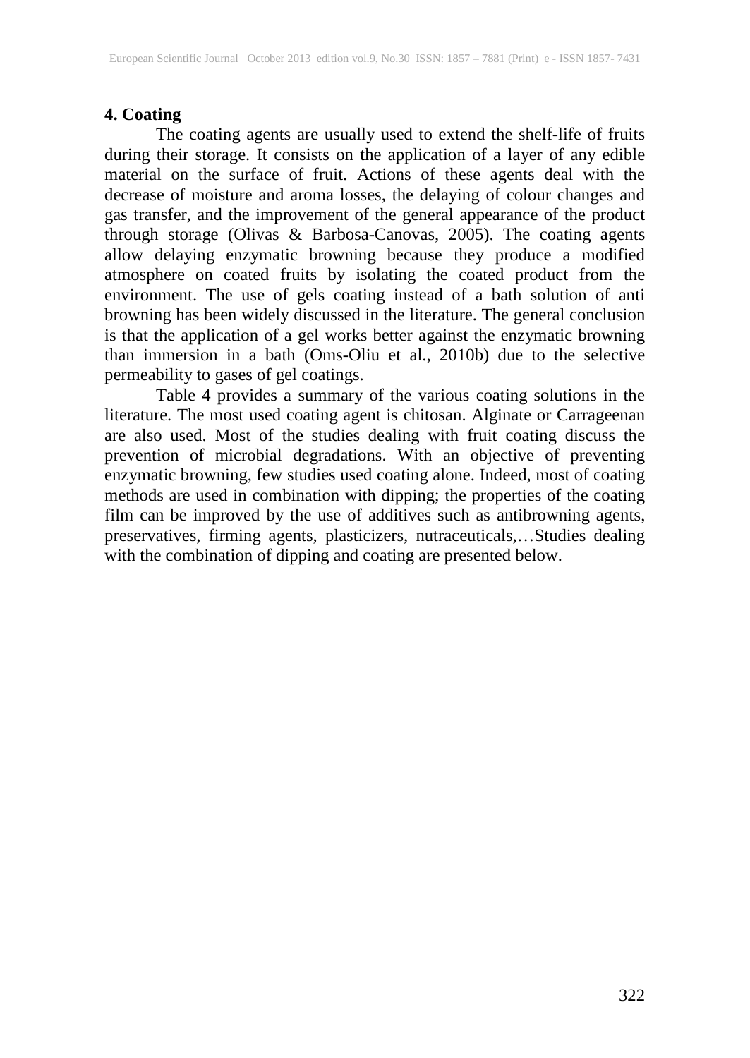## 4. Coating

The coating agents are usually used to extend the shelf-life of fruits during their storage. It consists on the application of a layer of any edible material on the surface of fruit. Actions of these agents deal with the decrease of moisture and aroma losses, the delaying of colour changes and gas transfer, and the improvement of the general appearance of the product through storage (Olivas & Barbosa-Canovas, 2005). The coating agents allow delaying enzymatic browning because they produce a modified atmosphere on coated fruits by isolating the coated product from the environment. The use of gels coating instead of a bath solution of anti browning has been widely discussed in the literature. The general conclusion is that the application of a gel works better against the enzymatic browning than immersion in a bath (Oms-Oliu et al., 2010b) due to the selective permeability to gases of gel coatings.

Table 4 provides a summary of the various coating solutions in the literature. The most used coating agent is chitosan. Alginate or Carrageenan are also used. Most of the studies dealing with fruit coating discuss the prevention of microbial degradations. With an objective of preventing enzymatic browning, few studies used coating alone. Indeed, most of coating methods are used in combination with dipping; the properties of the coating film can be improved by the use of additives such as antibrowning agents, preservatives, firming agents, plasticizers, nutraceuticals,…Studies dealing with the combination of dipping and coating are presented below.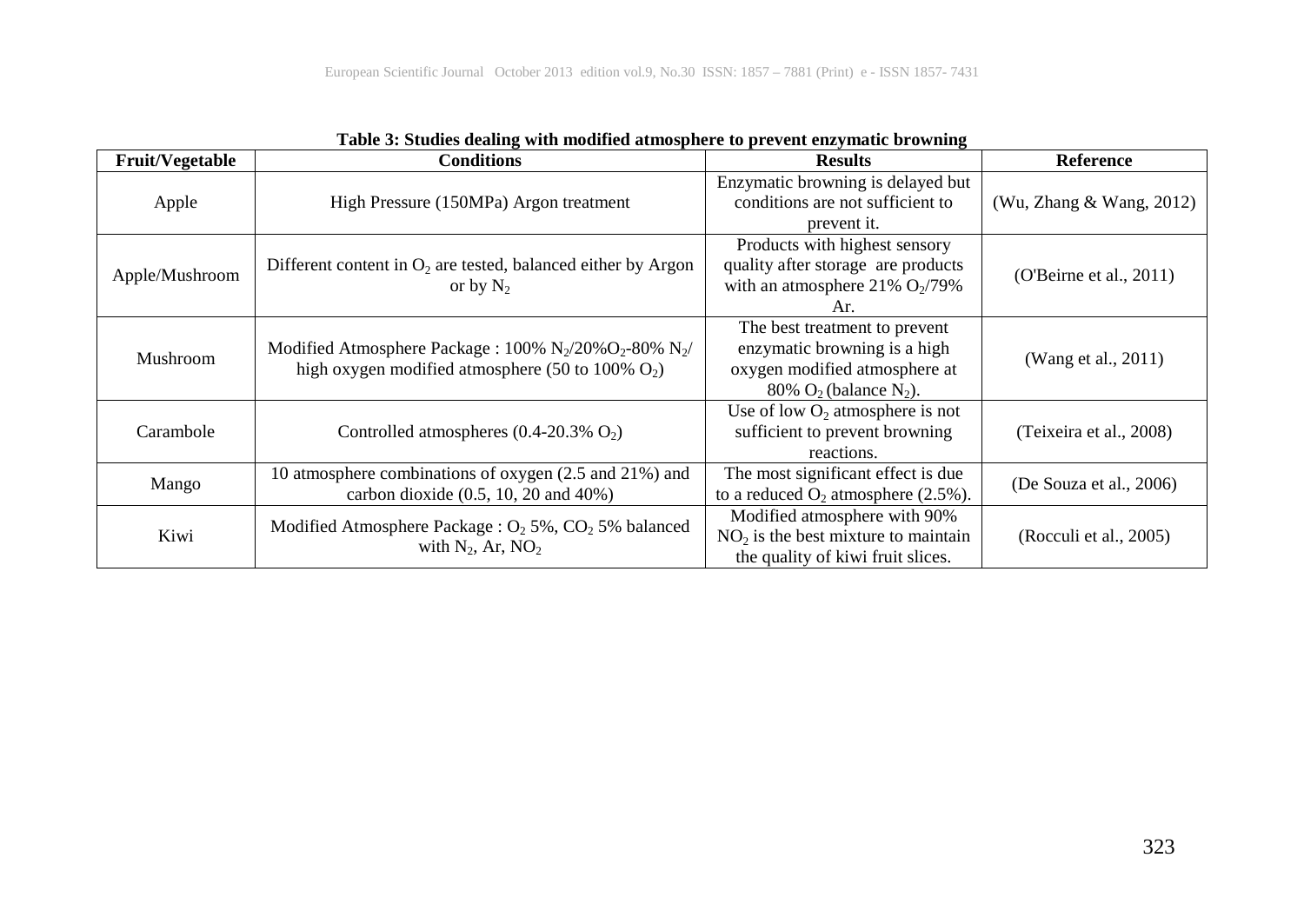**Table 3: Studies dealing with modified atmosphere to prevent enzymatic browning**

| Fruit/Vegetable | Conditions | Results | Reference |
|---|---|---|---|
| Apple | High Pressure (150MPa) Argon treatment | Enzymatic browning is delayed but conditions are not sufficient to prevent it. | (Wu, Zhang & Wang, 2012) |
| Apple/Mushroom | Different content in $O_2$ are tested, balanced either by Argon or by $N_2$ | Products with highest sensory quality after storage are products with an atmosphere 21% $O_2$/79% Ar. | (O'Beirne et al., 2011) |
| Mushroom | Modified Atmosphere Package : 100% $N_2$/20%$O_2$-80% $N_2$/ high oxygen modified atmosphere (50 to 100% $O_2$) | The best treatment to prevent enzymatic browning is a high oxygen modified atmosphere at 80% $O_2$ (balance $N_2$). | (Wang et al., 2011) |
| Carambole | Controlled atmospheres (0.4-20.3% $O_2$) | Use of low $O_2$ atmosphere is not sufficient to prevent browning reactions. | (Teixeira et al., 2008) |
| Mango | 10 atmosphere combinations of oxygen (2.5 and 21%) and carbon dioxide (0.5, 10, 20 and 40%) | The most significant effect is due to a reduced $O_2$ atmosphere (2.5%). | (De Souza et al., 2006) |
| Kiwi | Modified Atmosphere Package : $O_2$ 5%, $CO_2$ 5% balanced with $N_2$, Ar, $NO_2$ | Modified atmosphere with 90% $NO_2$ is the best mixture to maintain the quality of kiwi fruit slices. | (Rocculi et al., 2005) |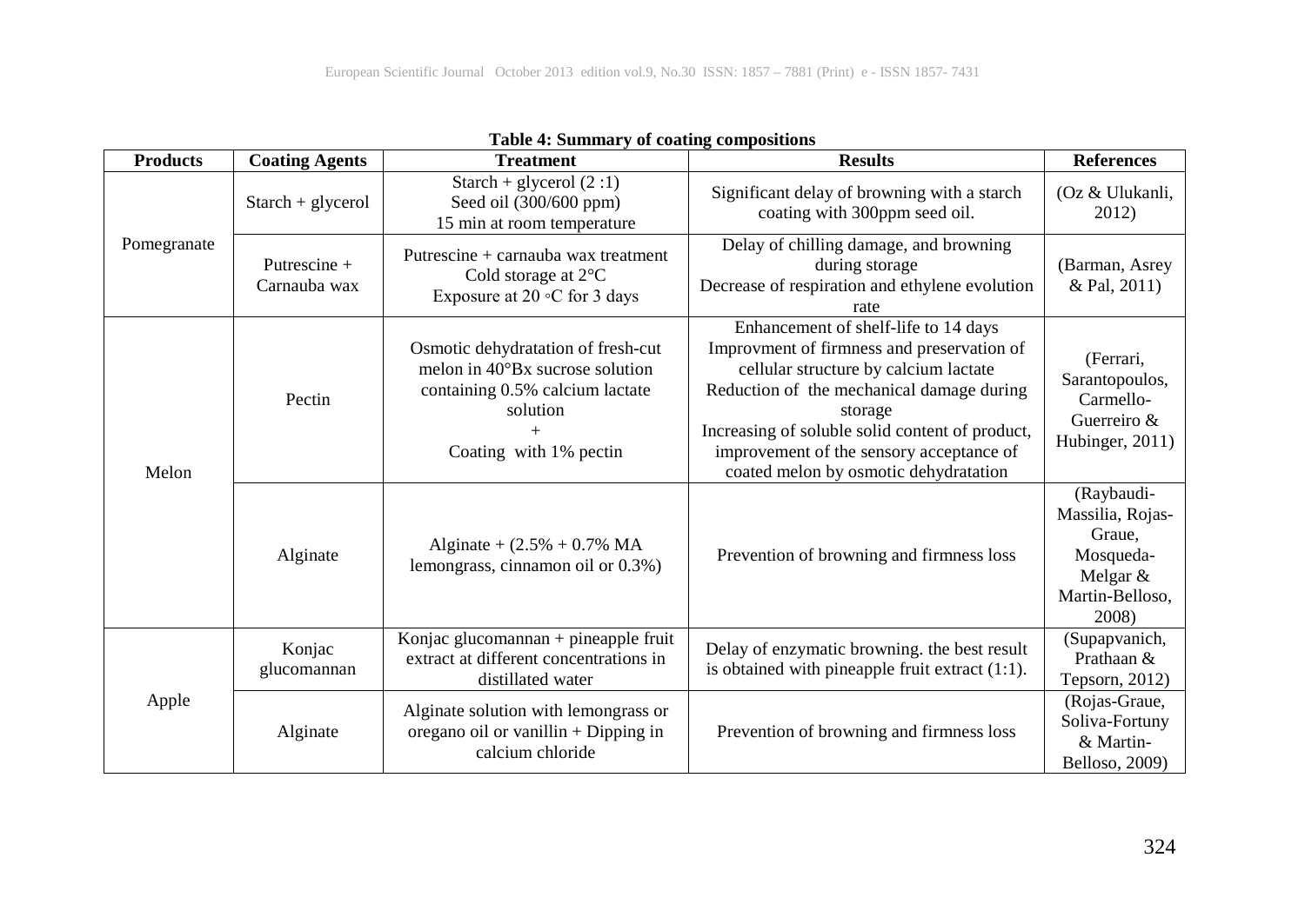**Table 4: Summary of coating compositions**

| Products | Coating Agents | Treatment | Results | References |
|---|---|---|---|---|
| Pomegranate | Starch + glycerol | Starch + glycerol (2 :1)<br>Seed oil (300/600 ppm)<br>15 min at room temperature | Significant delay of browning with a starch coating with 300ppm seed oil. | (Oz & Ulukanli, 2012) |
| | Putrescine + Carnauba wax | Putrescine + carnauba wax treatment<br>Cold storage at 2°C<br>Exposure at 20 ◦C for 3 days | Delay of chilling damage, and browning during storage<br>Decrease of respiration and ethylene evolution rate | (Barman, Asrey & Pal, 2011) |
| Melon | Pectin | Osmotic dehydratation of fresh-cut melon in 40°Bx sucrose solution containing 0.5% calcium lactate solution<br>+<br>Coating with 1% pectin | Enhancement of shelf-life to 14 days<br>Improvment of firmness and preservation of cellular structure by calcium lactate<br>Reduction of the mechanical damage during storage<br>Increasing of soluble solid content of product, improvement of the sensory acceptance of coated melon by osmotic dehydratation | (Ferrari, Sarantopoulos, Carmello-Guerreiro & Hubinger, 2011) |
| | Alginate | Alginate + (2.5% + 0.7% MA lemongrass, cinnamon oil or 0.3%) | Prevention of browning and firmness loss | (Raybaudi-Massilia, Rojas-Graue, Mosqueda-Melgar & Martin-Belloso, 2008) |
| Apple | Konjac glucomannan | Konjac glucomannan + pineapple fruit extract at different concentrations in distillated water | Delay of enzymatic browning. the best result is obtained with pineapple fruit extract (1:1). | (Supapvanich, Prathaan & Tepsorn, 2012) |
| | Alginate | Alginate solution with lemongrass or oregano oil or vanillin + Dipping in calcium chloride | Prevention of browning and firmness loss | (Rojas-Graue, Soliva-Fortuny & Martin-Belloso, 2009) |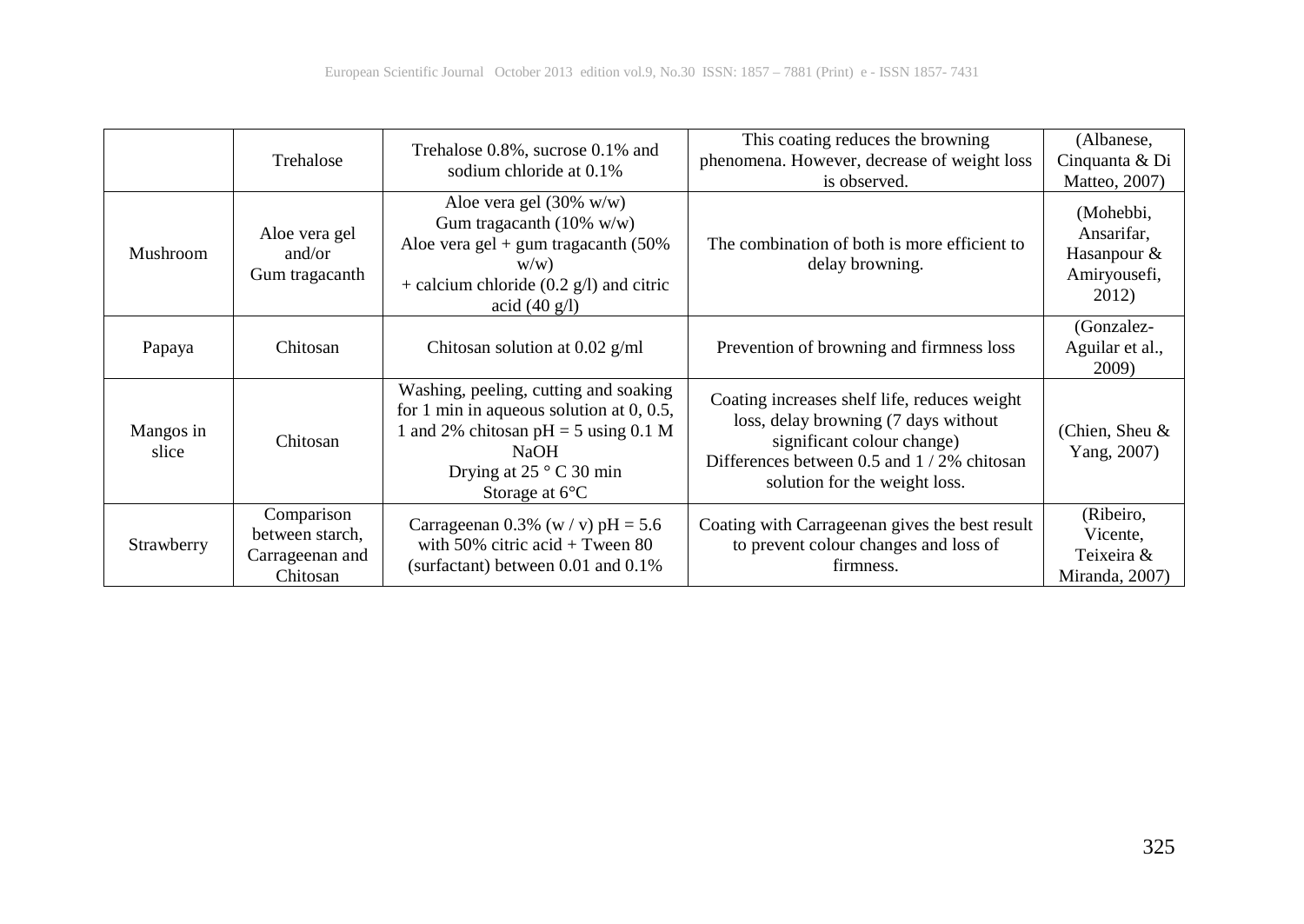| | | | | |
|---|---|---|---|---|
| | Trehalose | Trehalose 0.8%, sucrose 0.1% and sodium chloride at 0.1% | This coating reduces the browning phenomena. However, decrease of weight loss is observed. | (Albanese, Cinquanta & Di Matteo, 2007) |
| Mushroom | Aloe vera gel and/or Gum tragacanth | Aloe vera gel (30% w/w)<br>Gum tragacanth (10% w/w)<br>Aloe vera gel + gum tragacanth (50% w/w)<br>+ calcium chloride (0.2 g/l) and citric acid (40 g/l) | The combination of both is more efficient to delay browning. | (Mohebbi, Ansarifar, Hasanpour & Amiryousefi, 2012) |
| Papaya | Chitosan | Chitosan solution at 0.02 g/ml | Prevention of browning and firmness loss | (Gonzalez-Aguilar et al., 2009) |
| Mangos in slice | Chitosan | Washing, peeling, cutting and soaking for 1 min in aqueous solution at 0, 0.5, 1 and 2% chitosan pH = 5 using 0.1 M NaOH<br>Drying at 25 ° C 30 min<br>Storage at 6°C | Coating increases shelf life, reduces weight loss, delay browning (7 days without significant colour change)<br>Differences between 0.5 and 1 / 2% chitosan solution for the weight loss. | (Chien, Sheu & Yang, 2007) |
| Strawberry | Comparison between starch, Carrageenan and Chitosan | Carrageenan 0.3% (w / v) pH = 5.6 with 50% citric acid + Tween 80 (surfactant) between 0.01 and 0.1% | Coating with Carrageenan gives the best result to prevent colour changes and loss of firmness. | (Ribeiro, Vicente, Teixeira & Miranda, 2007) |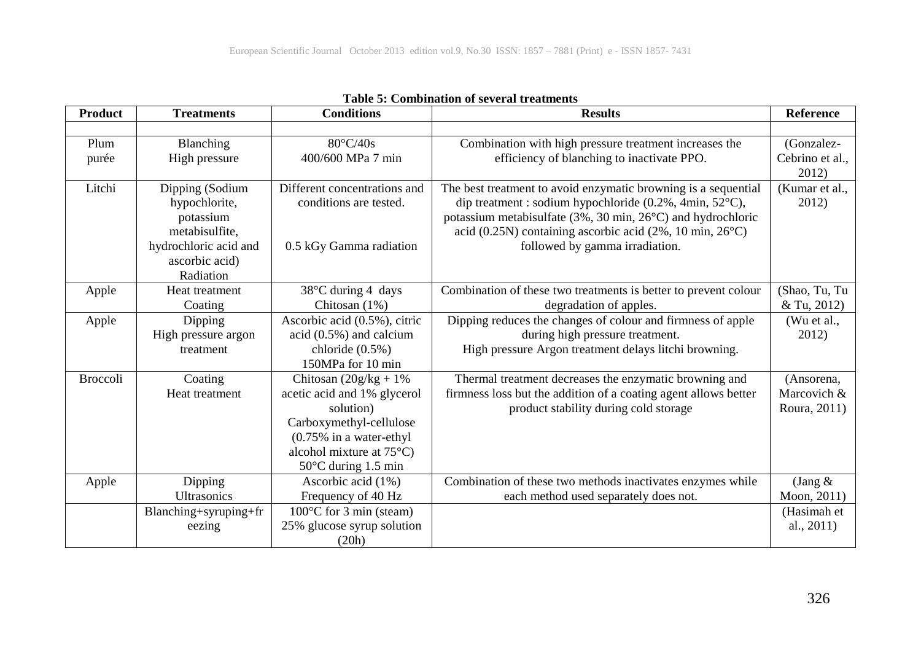**Table 5: Combination of several treatments**

| Product | Treatments | Conditions | Results | Reference |
|---|---|---|---|---|
| Plum purée | Blanching<br>High pressure | 80°C/40s<br>400/600 MPa 7 min | Combination with high pressure treatment increases the efficiency of blanching to inactivate PPO. | (Gonzalez-Cebrino et al., 2012) |
| Litchi | Dipping (Sodium hypochlorite, potassium metabisulfite, hydrochloric acid and ascorbic acid)<br>Radiation | Different concentrations and conditions are tested.<br>0.5 kGy Gamma radiation | The best treatment to avoid enzymatic browning is a sequential dip treatment : sodium hypochloride (0.2%, 4min, 52°C), potassium metabisulfate (3%, 30 min, 26°C) and hydrochloric acid (0.25N) containing ascorbic acid (2%, 10 min, 26°C) followed by gamma irradiation. | (Kumar et al., 2012) |
| Apple | Heat treatment<br>Coating | 38°C during 4 days<br>Chitosan (1%) | Combination of these two treatments is better to prevent colour degradation of apples. | (Shao, Tu, Tu & Tu, 2012) |
| Apple | Dipping<br>High pressure argon treatment | Ascorbic acid (0.5%), citric acid (0.5%) and calcium chloride (0.5%)<br>150MPa for 10 min | Dipping reduces the changes of colour and firmness of apple during high pressure treatment.<br>High pressure Argon treatment delays litchi browning. | (Wu et al., 2012) |
| Broccoli | Coating<br>Heat treatment | Chitosan (20g/kg + 1% acetic acid and 1% glycerol solution)<br>Carboxymethyl-cellulose (0.75% in a water-ethyl alcohol mixture at 75°C)<br>50°C during 1.5 min | Thermal treatment decreases the enzymatic browning and firmness loss but the addition of a coating agent allows better product stability during cold storage | (Ansorena, Marcovich & Roura, 2011) |
| Apple | Dipping<br>Ultrasonics | Ascorbic acid (1%)<br>Frequency of 40 Hz | Combination of these two methods inactivates enzymes while each method used separately does not. | (Jang & Moon, 2011) |
| | Blanching+syruping+freezing | 100°C for 3 min (steam)<br>25% glucose syrup solution (20h) | | (Hasimah et al., 2011) |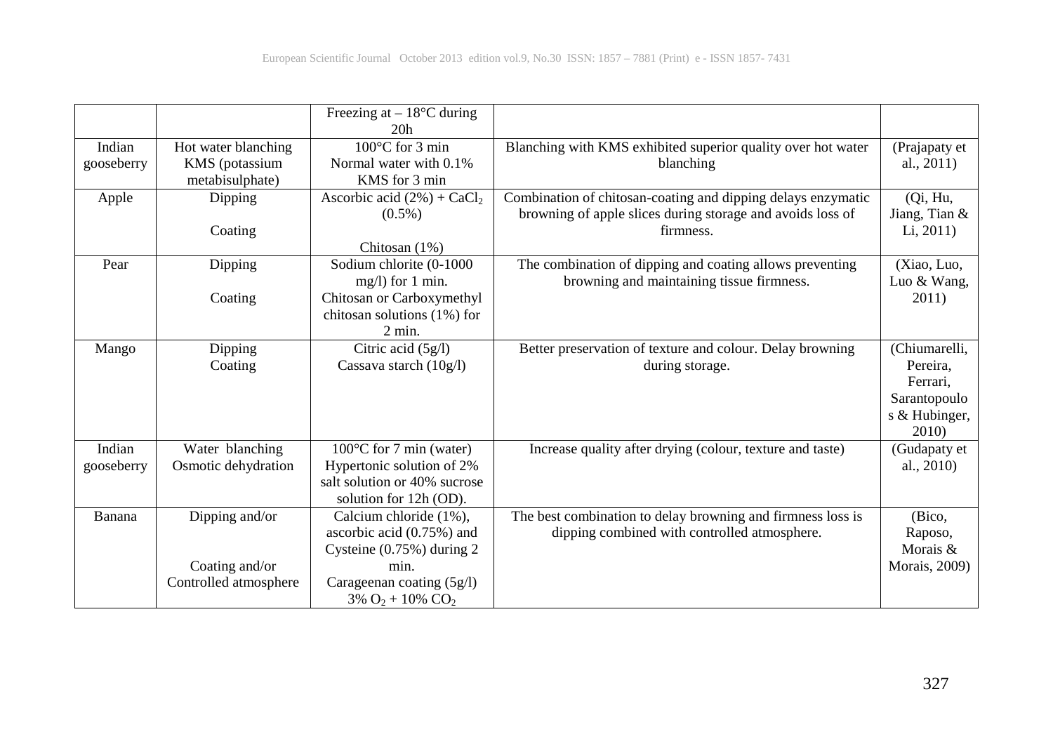| | | | | |
|---|---|---|---|---|
| | | Freezing at – 18°C during 20h | | |
| Indian gooseberry | Hot water blanching KMS (potassium metabisulphate) | 100°C for 3 min Normal water with 0.1% KMS for 3 min | Blanching with KMS exhibited superior quality over hot water blanching | (Prajapaty et al., 2011) |
| Apple | Dipping Coating | Ascorbic acid (2%) + $CaCl_2$ (0.5%) Chitosan (1%) | Combination of chitosan-coating and dipping delays enzymatic browning of apple slices during storage and avoids loss of firmness. | (Qi, Hu, Jiang, Tian & Li, 2011) |
| Pear | Dipping Coating | Sodium chlorite (0-1000 mg/l) for 1 min. Chitosan or Carboxymethyl chitosan solutions (1%) for 2 min. | The combination of dipping and coating allows preventing browning and maintaining tissue firmness. | (Xiao, Luo, Luo & Wang, 2011) |
| Mango | Dipping Coating | Citric acid (5g/l) Cassava starch (10g/l) | Better preservation of texture and colour. Delay browning during storage. | (Chiumarelli, Pereira, Ferrari, Sarantopoulos & Hubinger, 2010) |
| Indian gooseberry | Water blanching Osmotic dehydration | 100°C for 7 min (water) Hypertonic solution of 2% salt solution or 40% sucrose solution for 12h (OD). | Increase quality after drying (colour, texture and taste) | (Gudapaty et al., 2010) |
| Banana | Dipping and/or Coating and/or Controlled atmosphere | Calcium chloride (1%), ascorbic acid (0.75%) and Cysteine (0.75%) during 2 min. Carageenan coating (5g/l) 3% $O_2$ + 10% $CO_2$ | The best combination to delay browning and firmness loss is dipping combined with controlled atmosphere. | (Bico, Raposo, Morais & Morais, 2009) |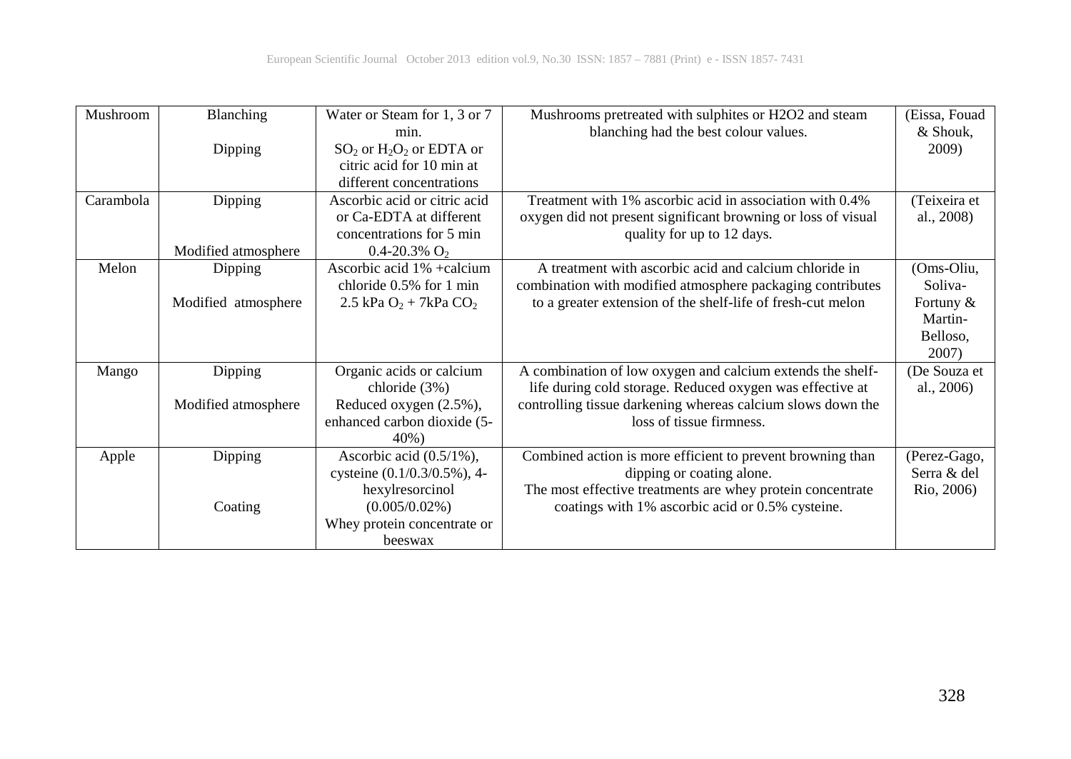| | | | | |
|---|---|---|---|---|
| Mushroom | Blanching<br><br>Dipping | Water or Steam for 1, 3 or 7 min.<br>$SO_2$ or $H_2O_2$ or EDTA or citric acid for 10 min at different concentrations | Mushrooms pretreated with sulphites or H2O2 and steam blanching had the best colour values. | (Eissa, Fouad & Shouk, 2009) |
| Carambola | Dipping<br><br>Modified atmosphere | Ascorbic acid or citric acid or Ca-EDTA at different concentrations for 5 min<br>0.4-20.3% $O_2$ | Treatment with 1% ascorbic acid in association with 0.4% oxygen did not present significant browning or loss of visual quality for up to 12 days. | (Teixeira et al., 2008) |
| Melon | Dipping<br><br>Modified atmosphere | Ascorbic acid 1% +calcium chloride 0.5% for 1 min<br>2.5 kPa $O_2$ + 7kPa $CO_2$ | A treatment with ascorbic acid and calcium chloride in combination with modified atmosphere packaging contributes to a greater extension of the shelf-life of fresh-cut melon | (Oms-Oliu, Soliva-Fortuny & Martin-Belloso, 2007) |
| Mango | Dipping<br><br>Modified atmosphere | Organic acids or calcium chloride (3%)<br>Reduced oxygen (2.5%), enhanced carbon dioxide (5-40%) | A combination of low oxygen and calcium extends the shelf-life during cold storage. Reduced oxygen was effective at controlling tissue darkening whereas calcium slows down the loss of tissue firmness. | (De Souza et al., 2006) |
| Apple | Dipping<br><br>Coating | Ascorbic acid (0.5/1%), cysteine (0.1/0.3/0.5%), 4-hexylresorcinol (0.005/0.02%)<br>Whey protein concentrate or beeswax | Combined action is more efficient to prevent browning than dipping or coating alone.<br>The most effective treatments are whey protein concentrate coatings with 1% ascorbic acid or 0.5% cysteine. | (Perez-Gago, Serra & del Rio, 2006) |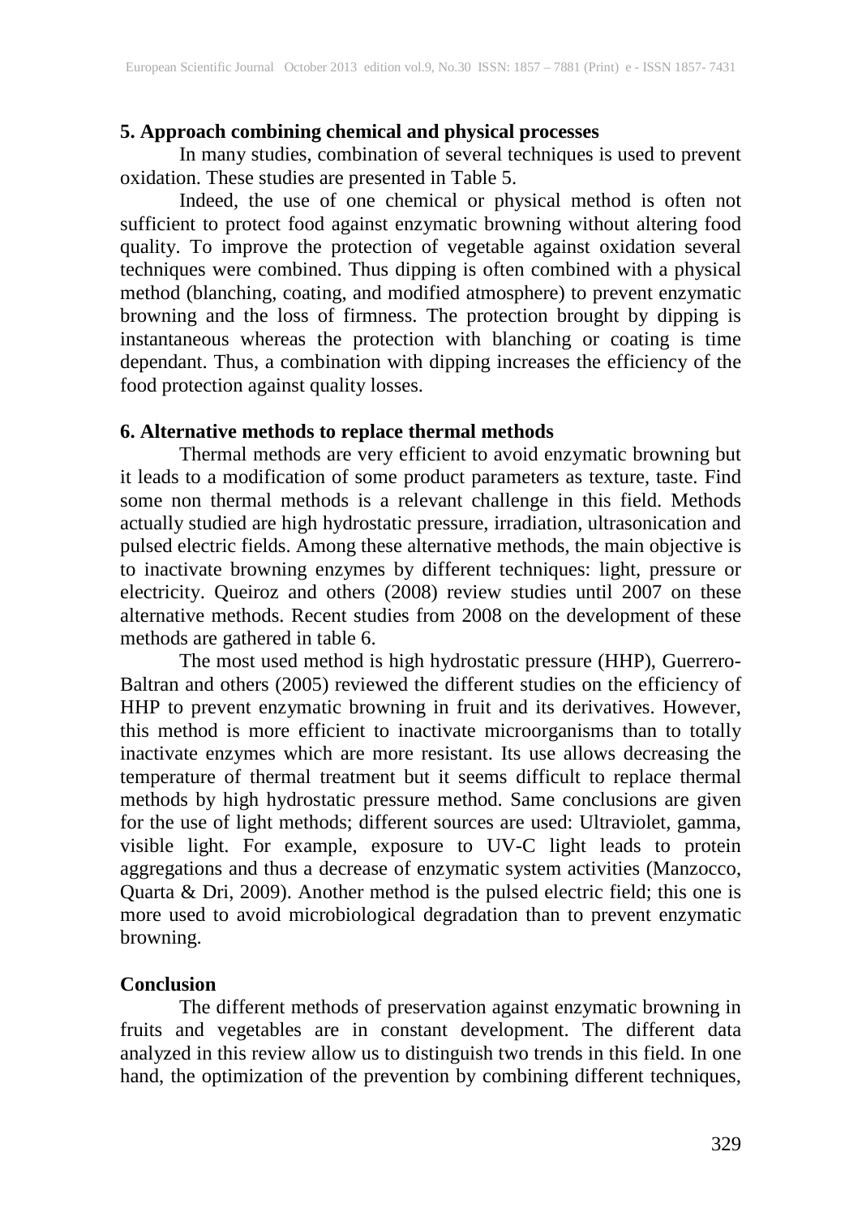## 5. Approach combining chemical and physical processes

In many studies, combination of several techniques is used to prevent oxidation. These studies are presented in Table 5.

Indeed, the use of one chemical or physical method is often not sufficient to protect food against enzymatic browning without altering food quality. To improve the protection of vegetable against oxidation several techniques were combined. Thus dipping is often combined with a physical method (blanching, coating, and modified atmosphere) to prevent enzymatic browning and the loss of firmness. The protection brought by dipping is instantaneous whereas the protection with blanching or coating is time dependant. Thus, a combination with dipping increases the efficiency of the food protection against quality losses.

## 6. Alternative methods to replace thermal methods

Thermal methods are very efficient to avoid enzymatic browning but it leads to a modification of some product parameters as texture, taste. Find some non thermal methods is a relevant challenge in this field. Methods actually studied are high hydrostatic pressure, irradiation, ultrasonication and pulsed electric fields. Among these alternative methods, the main objective is to inactivate browning enzymes by different techniques: light, pressure or electricity. Queiroz and others (2008) review studies until 2007 on these alternative methods. Recent studies from 2008 on the development of these methods are gathered in table 6.

The most used method is high hydrostatic pressure (HHP), Guerrero-Baltran and others (2005) reviewed the different studies on the efficiency of HHP to prevent enzymatic browning in fruit and its derivatives. However, this method is more efficient to inactivate microorganisms than to totally inactivate enzymes which are more resistant. Its use allows decreasing the temperature of thermal treatment but it seems difficult to replace thermal methods by high hydrostatic pressure method. Same conclusions are given for the use of light methods; different sources are used: Ultraviolet, gamma, visible light. For example, exposure to UV-C light leads to protein aggregations and thus a decrease of enzymatic system activities (Manzocco, Quarta & Dri, 2009). Another method is the pulsed electric field; this one is more used to avoid microbiological degradation than to prevent enzymatic browning.

## Conclusion

The different methods of preservation against enzymatic browning in fruits and vegetables are in constant development. The different data analyzed in this review allow us to distinguish two trends in this field. In one hand, the optimization of the prevention by combining different techniques,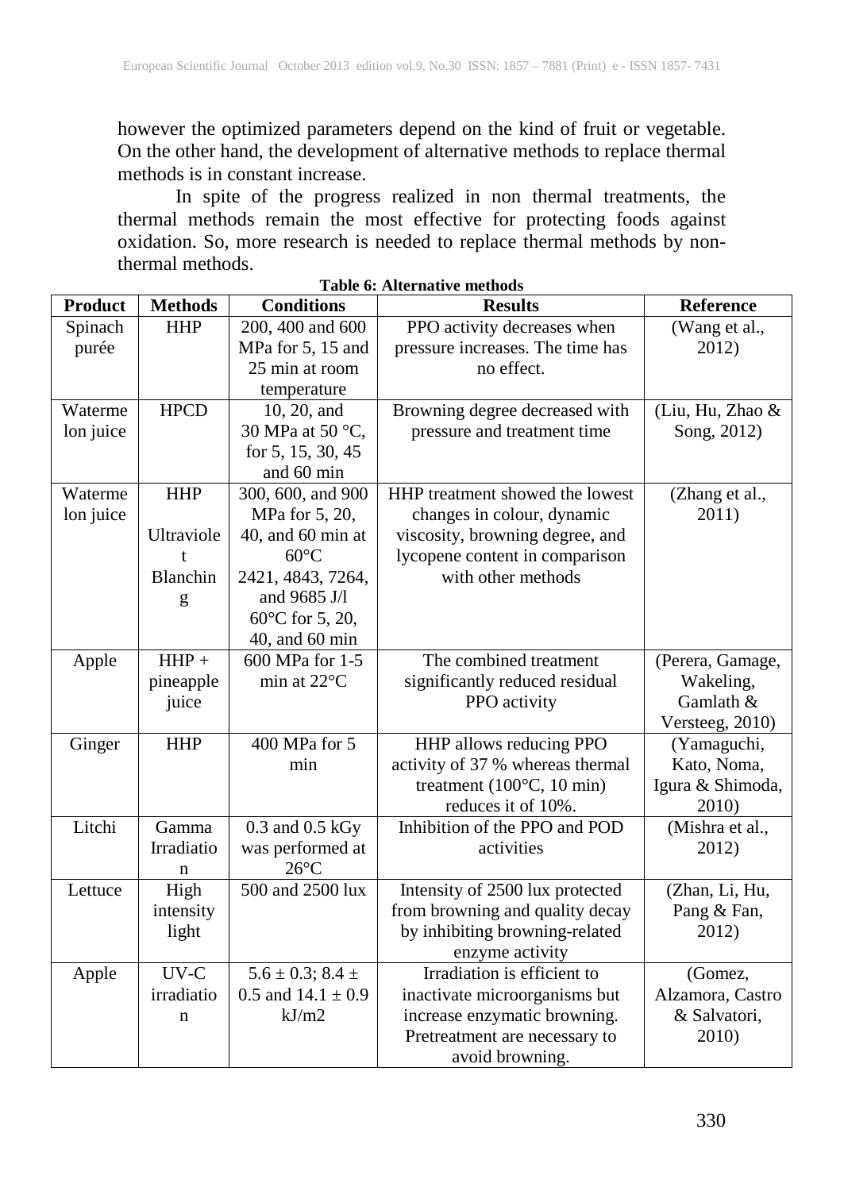however the optimized parameters depend on the kind of fruit or vegetable. On the other hand, the development of alternative methods to replace thermal methods is in constant increase.

In spite of the progress realized in non thermal treatments, the thermal methods remain the most effective for protecting foods against oxidation. So, more research is needed to replace thermal methods by non-thermal methods.

**Table 6: Alternative methods**

| Product | Methods | Conditions | Results | Reference |
|---|---|---|---|---|
| Spinach purée | HHP | 200, 400 and 600 MPa for 5, 15 and 25 min at room temperature | PPO activity decreases when pressure increases. The time has no effect. | (Wang et al., 2012) |
| Watermelon juice | HPCD | 10, 20, and 30 MPa at 50 °C, for 5, 15, 30, 45 and 60 min | Browning degree decreased with pressure and treatment time | (Liu, Hu, Zhao & Song, 2012) |
| Watermelon juice | HHP<br>Ultraviolet<br>Blanching | 300, 600, and 900 MPa for 5, 20, 40, and 60 min at 60°C<br>2421, 4843, 7264, and 9685 J/l<br>60°C for 5, 20, 40, and 60 min | HHP treatment showed the lowest changes in colour, dynamic viscosity, browning degree, and lycopene content in comparison with other methods | (Zhang et al., 2011) |
| Apple | HHP + pineapple juice | 600 MPa for 1-5 min at 22°C | The combined treatment significantly reduced residual PPO activity | (Perera, Gamage, Wakeling, Gamlath & Versteeg, 2010) |
| Ginger | HHP | 400 MPa for 5 min | HHP allows reducing PPO activity of 37 % whereas thermal treatment (100°C, 10 min) reduces it of 10%. | (Yamaguchi, Kato, Noma, Igura & Shimoda, 2010) |
| Litchi | Gamma Irradiation | 0.3 and 0.5 kGy was performed at 26°C | Inhibition of the PPO and POD activities | (Mishra et al., 2012) |
| Lettuce | High intensity light | 500 and 2500 lux | Intensity of 2500 lux protected from browning and quality decay by inhibiting browning-related enzyme activity | (Zhan, Li, Hu, Pang & Fan, 2012) |
| Apple | UV-C irradiation | $5.6 \pm 0.3$; $8.4 \pm 0.5$ and $14.1 \pm 0.9$ kJ/m2 | Irradiation is efficient to inactivate microorganisms but increase enzymatic browning. Pretreatment are necessary to avoid browning. | (Gomez, Alzamora, Castro & Salvatori, 2010) |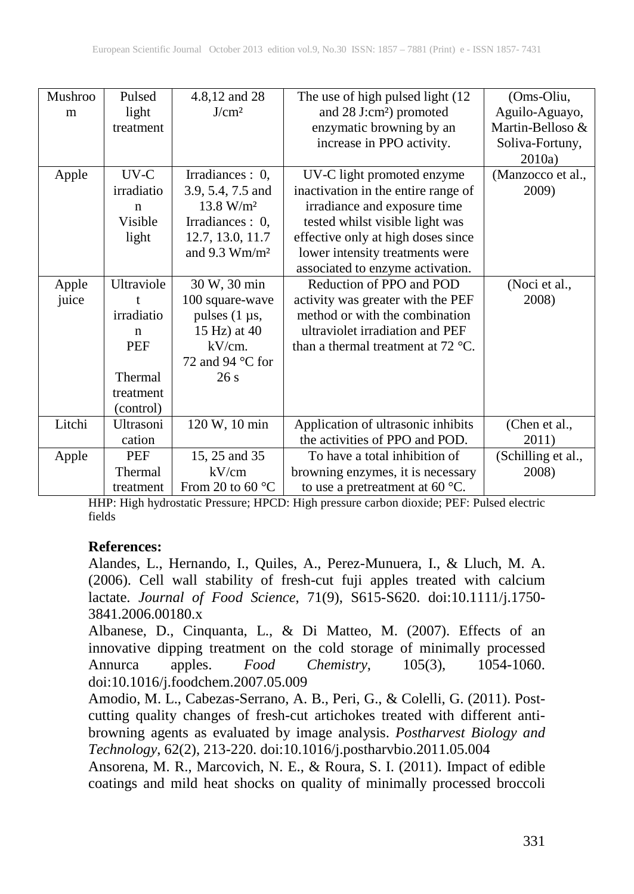| | | | | |
|---|---|---|---|---|
| Mushroom | Pulsed light treatment | 4.8,12 and 28 J/cm² | The use of high pulsed light (12 and 28 J:cm²) promoted enzymatic browning by an increase in PPO activity. | (Oms-Oliu, Aguilo-Aguayo, Martin-Belloso & Soliva-Fortuny, 2010a) |
| Apple | UV-C irradiation<br>Visible light | Irradiances : 0, 3.9, 5.4, 7.5 and 13.8 W/m²<br>Irradiances : 0, 12.7, 13.0, 11.7 and 9.3 Wm/m² | UV-C light promoted enzyme inactivation in the entire range of irradiance and exposure time tested whilst visible light was effective only at high doses since lower intensity treatments were associated to enzyme activation. | (Manzocco et al., 2009) |
| Apple juice | Ultraviolet irradiation<br>PEF<br><br>Thermal treatment (control) | 30 W, 30 min<br>100 square-wave pulses (1 µs, 15 Hz) at 40 kV/cm.<br>72 and 94 °C for 26 s | Reduction of PPO and POD activity was greater with the PEF method or with the combination ultraviolet irradiation and PEF than a thermal treatment at 72 °C. | (Noci et al., 2008) |
| Litchi | Ultrasonication | 120 W, 10 min | Application of ultrasonic inhibits the activities of PPO and POD. | (Chen et al., 2011) |
| Apple | PEF<br>Thermal treatment | 15, 25 and 35 kV/cm<br>From 20 to 60 °C | To have a total inhibition of browning enzymes, it is necessary to use a pretreatment at 60 °C. | (Schilling et al., 2008) |

HHP: High hydrostatic Pressure; HPCD: High pressure carbon dioxide; PEF: Pulsed electric fields

**References:**

Alandes, L., Hernando, I., Quiles, A., Perez-Munuera, I., & Lluch, M. A. (2006). Cell wall stability of fresh-cut fuji apples treated with calcium lactate. *Journal of Food Science*, 71(9), S615-S620. doi:10.1111/j.1750-3841.2006.00180.x

Albanese, D., Cinquanta, L., & Di Matteo, M. (2007). Effects of an innovative dipping treatment on the cold storage of minimally processed Annurca apples. *Food Chemistry*, 105(3), 1054-1060. doi:10.1016/j.foodchem.2007.05.009

Amodio, M. L., Cabezas-Serrano, A. B., Peri, G., & Colelli, G. (2011). Post-cutting quality changes of fresh-cut artichokes treated with different anti-browning agents as evaluated by image analysis. *Postharvest Biology and Technology*, 62(2), 213-220. doi:10.1016/j.postharvbio.2011.05.004

Ansorena, M. R., Marcovich, N. E., & Roura, S. I. (2011). Impact of edible coatings and mild heat shocks on quality of minimally processed broccoli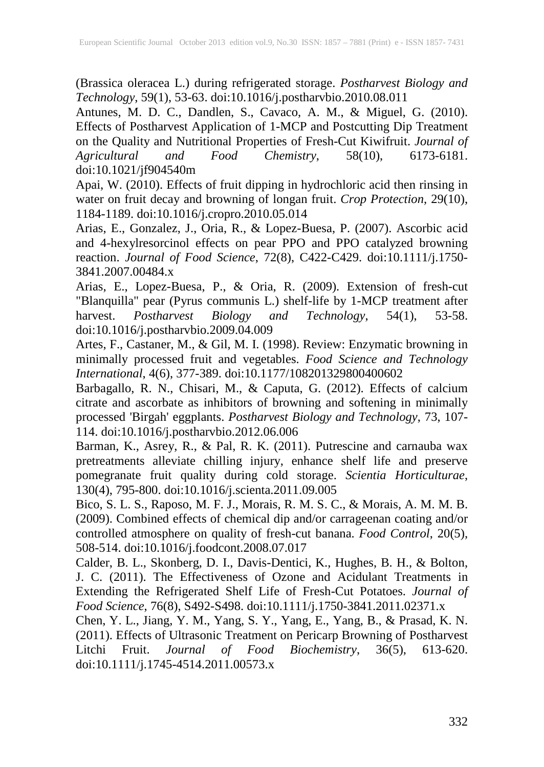(Brassica oleracea L.) during refrigerated storage. *Postharvest Biology and Technology*, 59(1), 53-63. doi:10.1016/j.postharvbio.2010.08.011

Antunes, M. D. C., Dandlen, S., Cavaco, A. M., & Miguel, G. (2010). Effects of Postharvest Application of 1-MCP and Postcutting Dip Treatment on the Quality and Nutritional Properties of Fresh-Cut Kiwifruit. *Journal of Agricultural and Food Chemistry*, 58(10), 6173-6181. doi:10.1021/jf904540m

Apai, W. (2010). Effects of fruit dipping in hydrochloric acid then rinsing in water on fruit decay and browning of longan fruit. *Crop Protection*, 29(10), 1184-1189. doi:10.1016/j.cropro.2010.05.014

Arias, E., Gonzalez, J., Oria, R., & Lopez-Buesa, P. (2007). Ascorbic acid and 4-hexylresorcinol effects on pear PPO and PPO catalyzed browning reaction. *Journal of Food Science*, 72(8), C422-C429. doi:10.1111/j.1750-3841.2007.00484.x

Arias, E., Lopez-Buesa, P., & Oria, R. (2009). Extension of fresh-cut "Blanquilla" pear (Pyrus communis L.) shelf-life by 1-MCP treatment after harvest. *Postharvest Biology and Technology*, 54(1), 53-58. doi:10.1016/j.postharvbio.2009.04.009

Artes, F., Castaner, M., & Gil, M. I. (1998). Review: Enzymatic browning in minimally processed fruit and vegetables. *Food Science and Technology International*, 4(6), 377-389. doi:10.1177/108201329800400602

Barbagallo, R. N., Chisari, M., & Caputa, G. (2012). Effects of calcium citrate and ascorbate as inhibitors of browning and softening in minimally processed 'Birgah' eggplants. *Postharvest Biology and Technology*, 73, 107-114. doi:10.1016/j.postharvbio.2012.06.006

Barman, K., Asrey, R., & Pal, R. K. (2011). Putrescine and carnauba wax pretreatments alleviate chilling injury, enhance shelf life and preserve pomegranate fruit quality during cold storage. *Scientia Horticulturae*, 130(4), 795-800. doi:10.1016/j.scienta.2011.09.005

Bico, S. L. S., Raposo, M. F. J., Morais, R. M. S. C., & Morais, A. M. M. B. (2009). Combined effects of chemical dip and/or carrageenan coating and/or controlled atmosphere on quality of fresh-cut banana. *Food Control*, 20(5), 508-514. doi:10.1016/j.foodcont.2008.07.017

Calder, B. L., Skonberg, D. I., Davis-Dentici, K., Hughes, B. H., & Bolton, J. C. (2011). The Effectiveness of Ozone and Acidulant Treatments in Extending the Refrigerated Shelf Life of Fresh-Cut Potatoes. *Journal of Food Science*, 76(8), S492-S498. doi:10.1111/j.1750-3841.2011.02371.x

Chen, Y. L., Jiang, Y. M., Yang, S. Y., Yang, E., Yang, B., & Prasad, K. N. (2011). Effects of Ultrasonic Treatment on Pericarp Browning of Postharvest Litchi Fruit. *Journal of Food Biochemistry*, 36(5), 613-620. doi:10.1111/j.1745-4514.2011.00573.x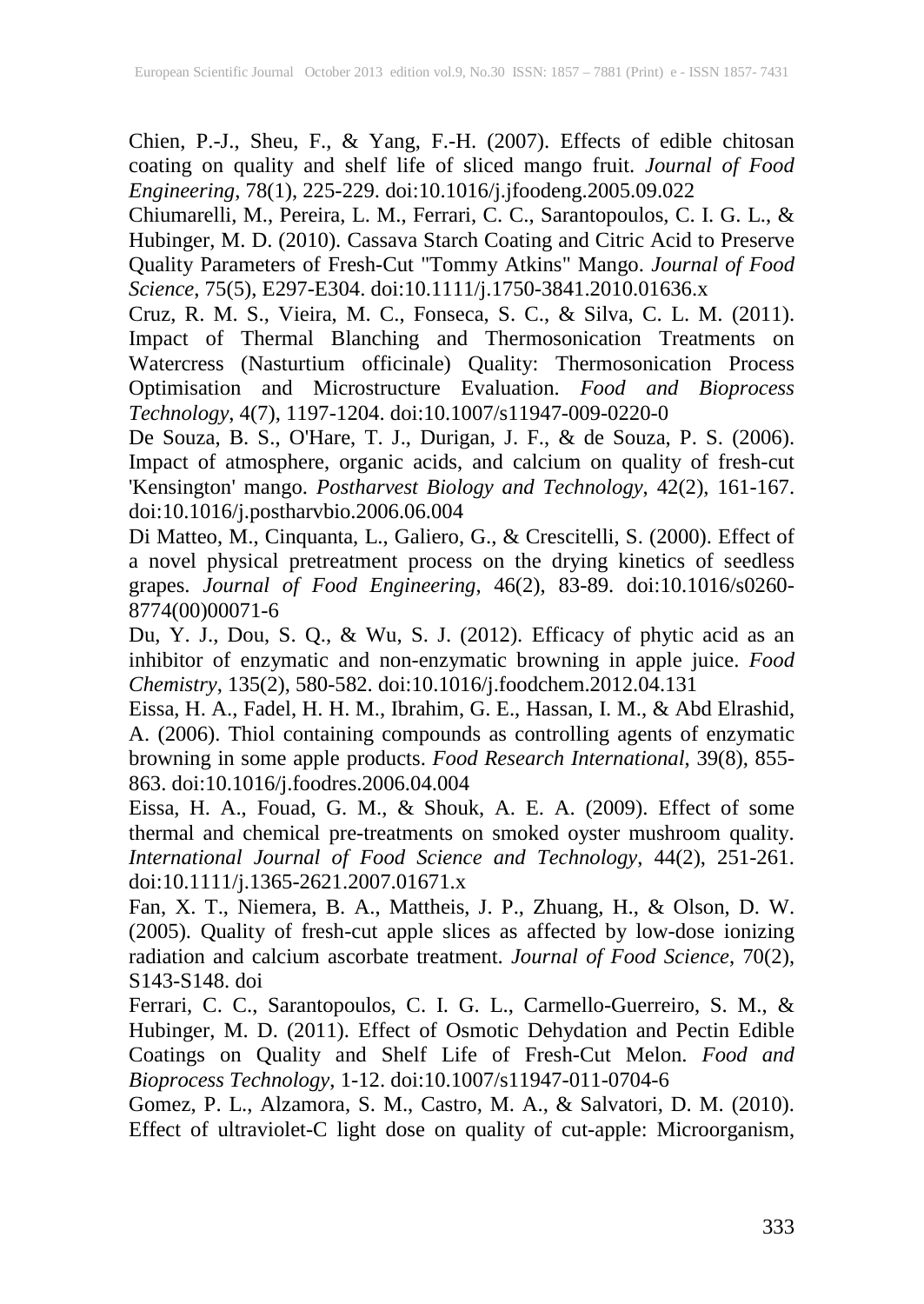Chien, P.-J., Sheu, F., & Yang, F.-H. (2007). Effects of edible chitosan coating on quality and shelf life of sliced mango fruit. *Journal of Food Engineering*, 78(1), 225-229. doi:10.1016/j.jfoodeng.2005.09.022

Chiumarelli, M., Pereira, L. M., Ferrari, C. C., Sarantopoulos, C. I. G. L., & Hubinger, M. D. (2010). Cassava Starch Coating and Citric Acid to Preserve Quality Parameters of Fresh-Cut "Tommy Atkins" Mango. *Journal of Food Science*, 75(5), E297-E304. doi:10.1111/j.1750-3841.2010.01636.x

Cruz, R. M. S., Vieira, M. C., Fonseca, S. C., & Silva, C. L. M. (2011). Impact of Thermal Blanching and Thermosonication Treatments on Watercress (Nasturtium officinale) Quality: Thermosonication Process Optimisation and Microstructure Evaluation. *Food and Bioprocess Technology*, 4(7), 1197-1204. doi:10.1007/s11947-009-0220-0

De Souza, B. S., O'Hare, T. J., Durigan, J. F., & de Souza, P. S. (2006). Impact of atmosphere, organic acids, and calcium on quality of fresh-cut 'Kensington' mango. *Postharvest Biology and Technology*, 42(2), 161-167. doi:10.1016/j.postharvbio.2006.06.004

Di Matteo, M., Cinquanta, L., Galiero, G., & Crescitelli, S. (2000). Effect of a novel physical pretreatment process on the drying kinetics of seedless grapes. *Journal of Food Engineering*, 46(2), 83-89. doi:10.1016/s0260-8774(00)00071-6

Du, Y. J., Dou, S. Q., & Wu, S. J. (2012). Efficacy of phytic acid as an inhibitor of enzymatic and non-enzymatic browning in apple juice. *Food Chemistry*, 135(2), 580-582. doi:10.1016/j.foodchem.2012.04.131

Eissa, H. A., Fadel, H. H. M., Ibrahim, G. E., Hassan, I. M., & Abd Elrashid, A. (2006). Thiol containing compounds as controlling agents of enzymatic browning in some apple products. *Food Research International*, 39(8), 855-863. doi:10.1016/j.foodres.2006.04.004

Eissa, H. A., Fouad, G. M., & Shouk, A. E. A. (2009). Effect of some thermal and chemical pre-treatments on smoked oyster mushroom quality. *International Journal of Food Science and Technology*, 44(2), 251-261. doi:10.1111/j.1365-2621.2007.01671.x

Fan, X. T., Niemera, B. A., Mattheis, J. P., Zhuang, H., & Olson, D. W. (2005). Quality of fresh-cut apple slices as affected by low-dose ionizing radiation and calcium ascorbate treatment. *Journal of Food Science*, 70(2), S143-S148. doi

Ferrari, C. C., Sarantopoulos, C. I. G. L., Carmello-Guerreiro, S. M., & Hubinger, M. D. (2011). Effect of Osmotic Dehydation and Pectin Edible Coatings on Quality and Shelf Life of Fresh-Cut Melon. *Food and Bioprocess Technology*, 1-12. doi:10.1007/s11947-011-0704-6

Gomez, P. L., Alzamora, S. M., Castro, M. A., & Salvatori, D. M. (2010). Effect of ultraviolet-C light dose on quality of cut-apple: Microorganism,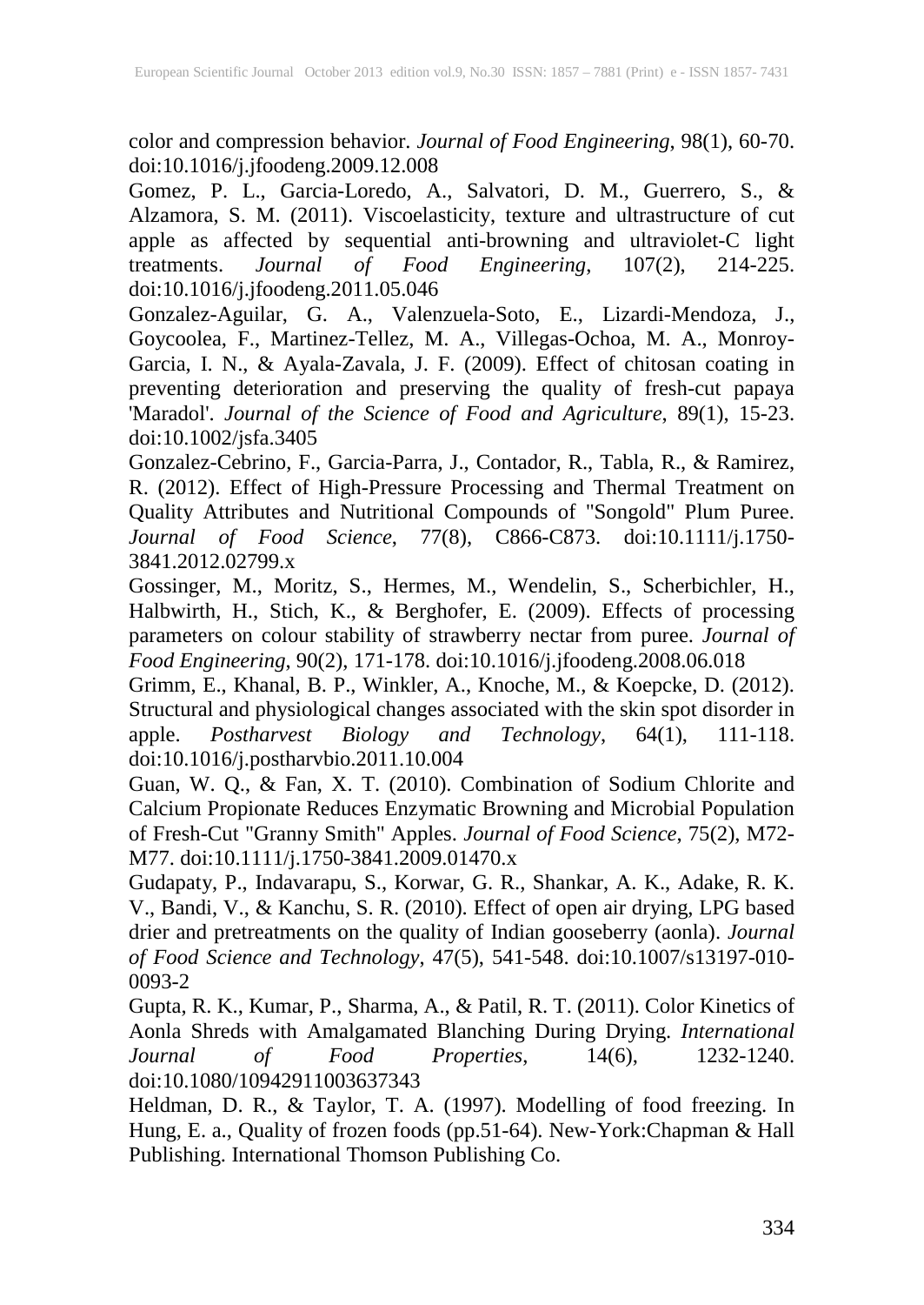color and compression behavior. *Journal of Food Engineering*, 98(1), 60-70. doi:10.1016/j.jfoodeng.2009.12.008

Gomez, P. L., Garcia-Loredo, A., Salvatori, D. M., Guerrero, S., & Alzamora, S. M. (2011). Viscoelasticity, texture and ultrastructure of cut apple as affected by sequential anti-browning and ultraviolet-C light treatments. *Journal of Food Engineering*, 107(2), 214-225. doi:10.1016/j.jfoodeng.2011.05.046

Gonzalez-Aguilar, G. A., Valenzuela-Soto, E., Lizardi-Mendoza, J., Goycoolea, F., Martinez-Tellez, M. A., Villegas-Ochoa, M. A., Monroy-Garcia, I. N., & Ayala-Zavala, J. F. (2009). Effect of chitosan coating in preventing deterioration and preserving the quality of fresh-cut papaya 'Maradol'. *Journal of the Science of Food and Agriculture*, 89(1), 15-23. doi:10.1002/jsfa.3405

Gonzalez-Cebrino, F., Garcia-Parra, J., Contador, R., Tabla, R., & Ramirez, R. (2012). Effect of High-Pressure Processing and Thermal Treatment on Quality Attributes and Nutritional Compounds of "Songold" Plum Puree. *Journal of Food Science*, 77(8), C866-C873. doi:10.1111/j.1750-3841.2012.02799.x

Gossinger, M., Moritz, S., Hermes, M., Wendelin, S., Scherbichler, H., Halbwirth, H., Stich, K., & Berghofer, E. (2009). Effects of processing parameters on colour stability of strawberry nectar from puree. *Journal of Food Engineering*, 90(2), 171-178. doi:10.1016/j.jfoodeng.2008.06.018

Grimm, E., Khanal, B. P., Winkler, A., Knoche, M., & Koepcke, D. (2012). Structural and physiological changes associated with the skin spot disorder in apple. *Postharvest Biology and Technology*, 64(1), 111-118. doi:10.1016/j.postharvbio.2011.10.004

Guan, W. Q., & Fan, X. T. (2010). Combination of Sodium Chlorite and Calcium Propionate Reduces Enzymatic Browning and Microbial Population of Fresh-Cut "Granny Smith" Apples. *Journal of Food Science*, 75(2), M72-M77. doi:10.1111/j.1750-3841.2009.01470.x

Gudapaty, P., Indavarapu, S., Korwar, G. R., Shankar, A. K., Adake, R. K. V., Bandi, V., & Kanchu, S. R. (2010). Effect of open air drying, LPG based drier and pretreatments on the quality of Indian gooseberry (aonla). *Journal of Food Science and Technology*, 47(5), 541-548. doi:10.1007/s13197-010-0093-2

Gupta, R. K., Kumar, P., Sharma, A., & Patil, R. T. (2011). Color Kinetics of Aonla Shreds with Amalgamated Blanching During Drying. *International Journal of Food Properties*, 14(6), 1232-1240. doi:10.1080/10942911003637343

Heldman, D. R., & Taylor, T. A. (1997). Modelling of food freezing. In Hung, E. a., Quality of frozen foods (pp.51-64). New-York:Chapman & Hall Publishing. International Thomson Publishing Co.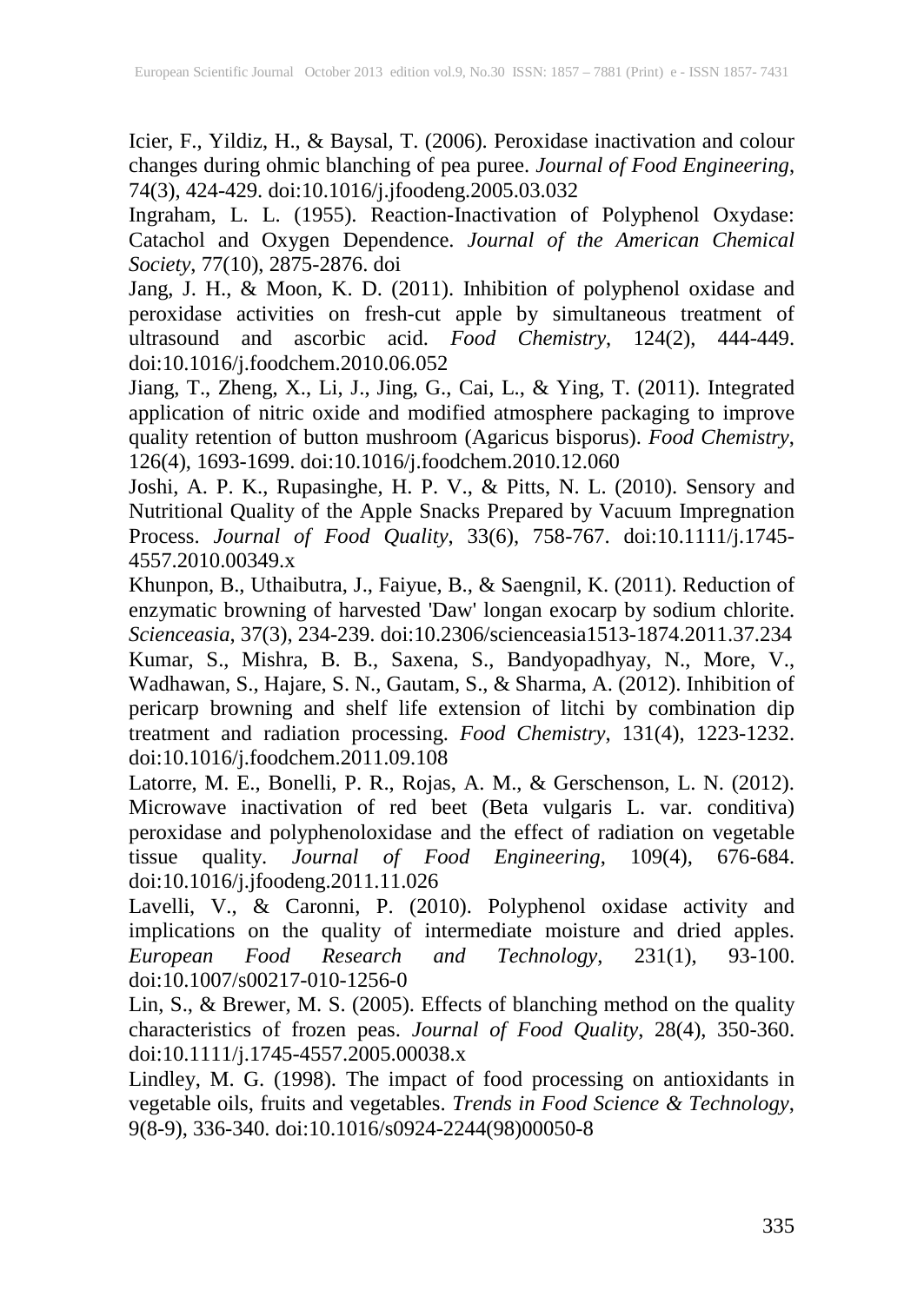Icier, F., Yildiz, H., & Baysal, T. (2006). Peroxidase inactivation and colour changes during ohmic blanching of pea puree. *Journal of Food Engineering*, 74(3), 424-429. doi:10.1016/j.jfoodeng.2005.03.032

Ingraham, L. L. (1955). Reaction-Inactivation of Polyphenol Oxydase: Catachol and Oxygen Dependence. *Journal of the American Chemical Society*, 77(10), 2875-2876. doi

Jang, J. H., & Moon, K. D. (2011). Inhibition of polyphenol oxidase and peroxidase activities on fresh-cut apple by simultaneous treatment of ultrasound and ascorbic acid. *Food Chemistry*, 124(2), 444-449. doi:10.1016/j.foodchem.2010.06.052

Jiang, T., Zheng, X., Li, J., Jing, G., Cai, L., & Ying, T. (2011). Integrated application of nitric oxide and modified atmosphere packaging to improve quality retention of button mushroom (Agaricus bisporus). *Food Chemistry*, 126(4), 1693-1699. doi:10.1016/j.foodchem.2010.12.060

Joshi, A. P. K., Rupasinghe, H. P. V., & Pitts, N. L. (2010). Sensory and Nutritional Quality of the Apple Snacks Prepared by Vacuum Impregnation Process. *Journal of Food Quality*, 33(6), 758-767. doi:10.1111/j.1745-4557.2010.00349.x

Khunpon, B., Uthaibutra, J., Faiyue, B., & Saengnil, K. (2011). Reduction of enzymatic browning of harvested 'Daw' longan exocarp by sodium chlorite. *Scienceasia*, 37(3), 234-239. doi:10.2306/scienceasia1513-1874.2011.37.234

Kumar, S., Mishra, B. B., Saxena, S., Bandyopadhyay, N., More, V., Wadhawan, S., Hajare, S. N., Gautam, S., & Sharma, A. (2012). Inhibition of pericarp browning and shelf life extension of litchi by combination dip treatment and radiation processing. *Food Chemistry*, 131(4), 1223-1232. doi:10.1016/j.foodchem.2011.09.108

Latorre, M. E., Bonelli, P. R., Rojas, A. M., & Gerschenson, L. N. (2012). Microwave inactivation of red beet (Beta vulgaris L. var. conditiva) peroxidase and polyphenoloxidase and the effect of radiation on vegetable tissue quality. *Journal of Food Engineering*, 109(4), 676-684. doi:10.1016/j.jfoodeng.2011.11.026

Lavelli, V., & Caronni, P. (2010). Polyphenol oxidase activity and implications on the quality of intermediate moisture and dried apples. *European Food Research and Technology*, 231(1), 93-100. doi:10.1007/s00217-010-1256-0

Lin, S., & Brewer, M. S. (2005). Effects of blanching method on the quality characteristics of frozen peas. *Journal of Food Quality*, 28(4), 350-360. doi:10.1111/j.1745-4557.2005.00038.x

Lindley, M. G. (1998). The impact of food processing on antioxidants in vegetable oils, fruits and vegetables. *Trends in Food Science & Technology*, 9(8-9), 336-340. doi:10.1016/s0924-2244(98)00050-8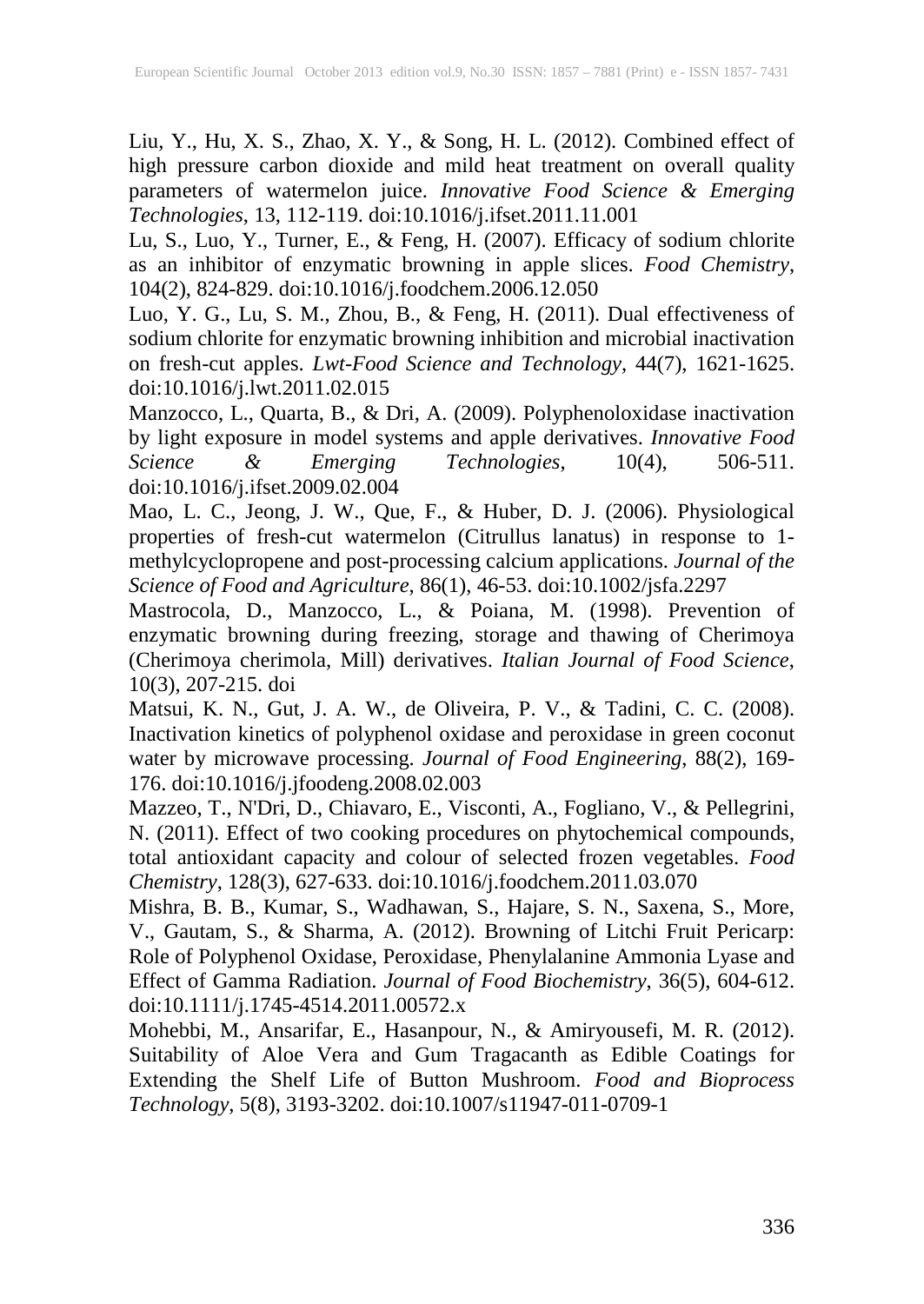Liu, Y., Hu, X. S., Zhao, X. Y., & Song, H. L. (2012). Combined effect of high pressure carbon dioxide and mild heat treatment on overall quality parameters of watermelon juice. *Innovative Food Science & Emerging Technologies*, 13, 112-119. doi:10.1016/j.ifset.2011.11.001

Lu, S., Luo, Y., Turner, E., & Feng, H. (2007). Efficacy of sodium chlorite as an inhibitor of enzymatic browning in apple slices. *Food Chemistry*, 104(2), 824-829. doi:10.1016/j.foodchem.2006.12.050

Luo, Y. G., Lu, S. M., Zhou, B., & Feng, H. (2011). Dual effectiveness of sodium chlorite for enzymatic browning inhibition and microbial inactivation on fresh-cut apples. *Lwt-Food Science and Technology*, 44(7), 1621-1625. doi:10.1016/j.lwt.2011.02.015

Manzocco, L., Quarta, B., & Dri, A. (2009). Polyphenoloxidase inactivation by light exposure in model systems and apple derivatives. *Innovative Food Science & Emerging Technologies*, 10(4), 506-511. doi:10.1016/j.ifset.2009.02.004

Mao, L. C., Jeong, J. W., Que, F., & Huber, D. J. (2006). Physiological properties of fresh-cut watermelon (Citrullus lanatus) in response to 1-methylcyclopropene and post-processing calcium applications. *Journal of the Science of Food and Agriculture*, 86(1), 46-53. doi:10.1002/jsfa.2297

Mastrocola, D., Manzocco, L., & Poiana, M. (1998). Prevention of enzymatic browning during freezing, storage and thawing of Cherimoya (Cherimoya cherimola, Mill) derivatives. *Italian Journal of Food Science*, 10(3), 207-215. doi

Matsui, K. N., Gut, J. A. W., de Oliveira, P. V., & Tadini, C. C. (2008). Inactivation kinetics of polyphenol oxidase and peroxidase in green coconut water by microwave processing. *Journal of Food Engineering*, 88(2), 169-176. doi:10.1016/j.jfoodeng.2008.02.003

Mazzeo, T., N'Dri, D., Chiavaro, E., Visconti, A., Fogliano, V., & Pellegrini, N. (2011). Effect of two cooking procedures on phytochemical compounds, total antioxidant capacity and colour of selected frozen vegetables. *Food Chemistry*, 128(3), 627-633. doi:10.1016/j.foodchem.2011.03.070

Mishra, B. B., Kumar, S., Wadhawan, S., Hajare, S. N., Saxena, S., More, V., Gautam, S., & Sharma, A. (2012). Browning of Litchi Fruit Pericarp: Role of Polyphenol Oxidase, Peroxidase, Phenylalanine Ammonia Lyase and Effect of Gamma Radiation. *Journal of Food Biochemistry*, 36(5), 604-612. doi:10.1111/j.1745-4514.2011.00572.x

Mohebbi, M., Ansarifar, E., Hasanpour, N., & Amiryousefi, M. R. (2012). Suitability of Aloe Vera and Gum Tragacanth as Edible Coatings for Extending the Shelf Life of Button Mushroom. *Food and Bioprocess Technology*, 5(8), 3193-3202. doi:10.1007/s11947-011-0709-1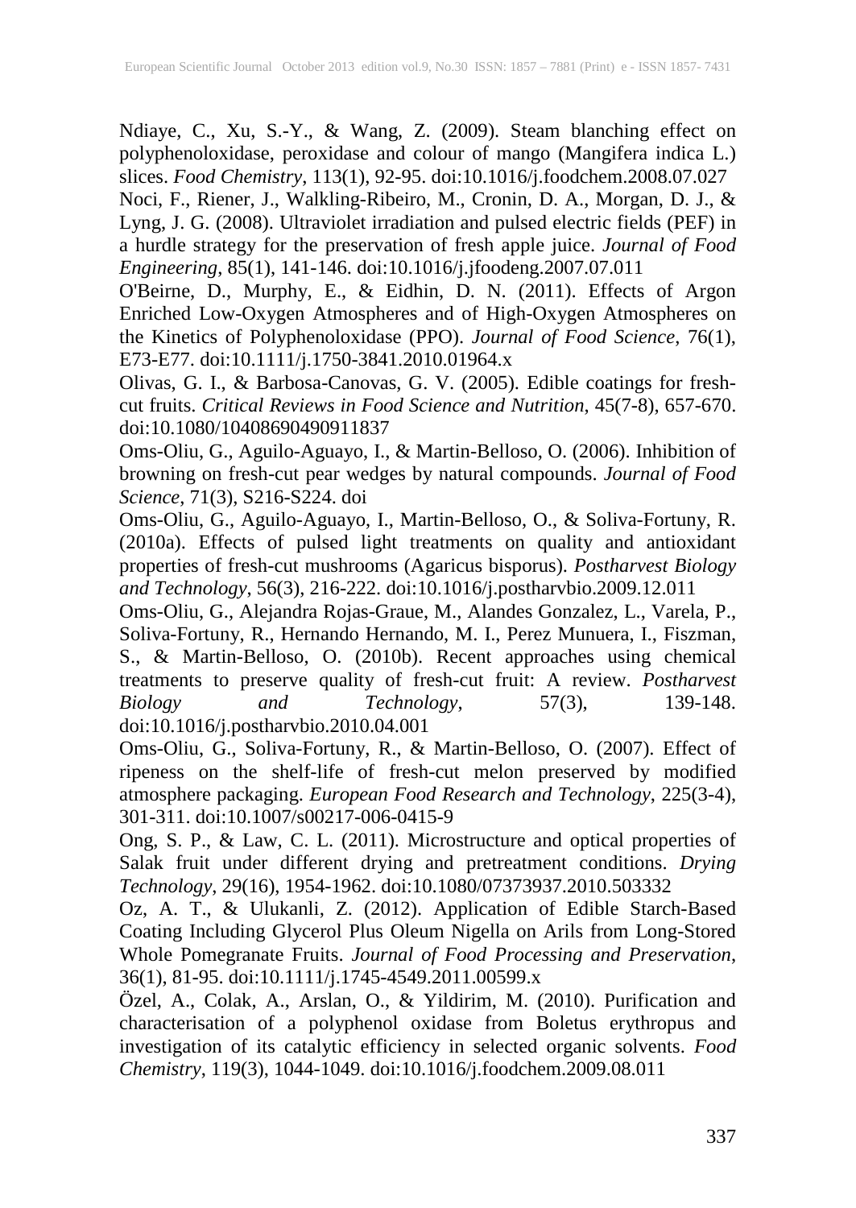Ndiaye, C., Xu, S.-Y., & Wang, Z. (2009). Steam blanching effect on polyphenoloxidase, peroxidase and colour of mango (Mangifera indica L.) slices. *Food Chemistry*, 113(1), 92-95. doi:10.1016/j.foodchem.2008.07.027

Noci, F., Riener, J., Walkling-Ribeiro, M., Cronin, D. A., Morgan, D. J., & Lyng, J. G. (2008). Ultraviolet irradiation and pulsed electric fields (PEF) in a hurdle strategy for the preservation of fresh apple juice. *Journal of Food Engineering*, 85(1), 141-146. doi:10.1016/j.jfoodeng.2007.07.011

O'Beirne, D., Murphy, E., & Eidhin, D. N. (2011). Effects of Argon Enriched Low-Oxygen Atmospheres and of High-Oxygen Atmospheres on the Kinetics of Polyphenoloxidase (PPO). *Journal of Food Science*, 76(1), E73-E77. doi:10.1111/j.1750-3841.2010.01964.x

Olivas, G. I., & Barbosa-Canovas, G. V. (2005). Edible coatings for fresh-cut fruits. *Critical Reviews in Food Science and Nutrition*, 45(7-8), 657-670. doi:10.1080/10408690490911837

Oms-Oliu, G., Aguilo-Aguayo, I., & Martin-Belloso, O. (2006). Inhibition of browning on fresh-cut pear wedges by natural compounds. *Journal of Food Science*, 71(3), S216-S224. doi

Oms-Oliu, G., Aguilo-Aguayo, I., Martin-Belloso, O., & Soliva-Fortuny, R. (2010a). Effects of pulsed light treatments on quality and antioxidant properties of fresh-cut mushrooms (Agaricus bisporus). *Postharvest Biology and Technology*, 56(3), 216-222. doi:10.1016/j.postharvbio.2009.12.011

Oms-Oliu, G., Alejandra Rojas-Graue, M., Alandes Gonzalez, L., Varela, P., Soliva-Fortuny, R., Hernando Hernando, M. I., Perez Munuera, I., Fiszman, S., & Martin-Belloso, O. (2010b). Recent approaches using chemical treatments to preserve quality of fresh-cut fruit: A review. *Postharvest Biology and Technology*, 57(3), 139-148. doi:10.1016/j.postharvbio.2010.04.001

Oms-Oliu, G., Soliva-Fortuny, R., & Martin-Belloso, O. (2007). Effect of ripeness on the shelf-life of fresh-cut melon preserved by modified atmosphere packaging. *European Food Research and Technology*, 225(3-4), 301-311. doi:10.1007/s00217-006-0415-9

Ong, S. P., & Law, C. L. (2011). Microstructure and optical properties of Salak fruit under different drying and pretreatment conditions. *Drying Technology*, 29(16), 1954-1962. doi:10.1080/07373937.2010.503332

Oz, A. T., & Ulukanli, Z. (2012). Application of Edible Starch-Based Coating Including Glycerol Plus Oleum Nigella on Arils from Long-Stored Whole Pomegranate Fruits. *Journal of Food Processing and Preservation*, 36(1), 81-95. doi:10.1111/j.1745-4549.2011.00599.x

Özel, A., Colak, A., Arslan, O., & Yildirim, M. (2010). Purification and characterisation of a polyphenol oxidase from Boletus erythropus and investigation of its catalytic efficiency in selected organic solvents. *Food Chemistry*, 119(3), 1044-1049. doi:10.1016/j.foodchem.2009.08.011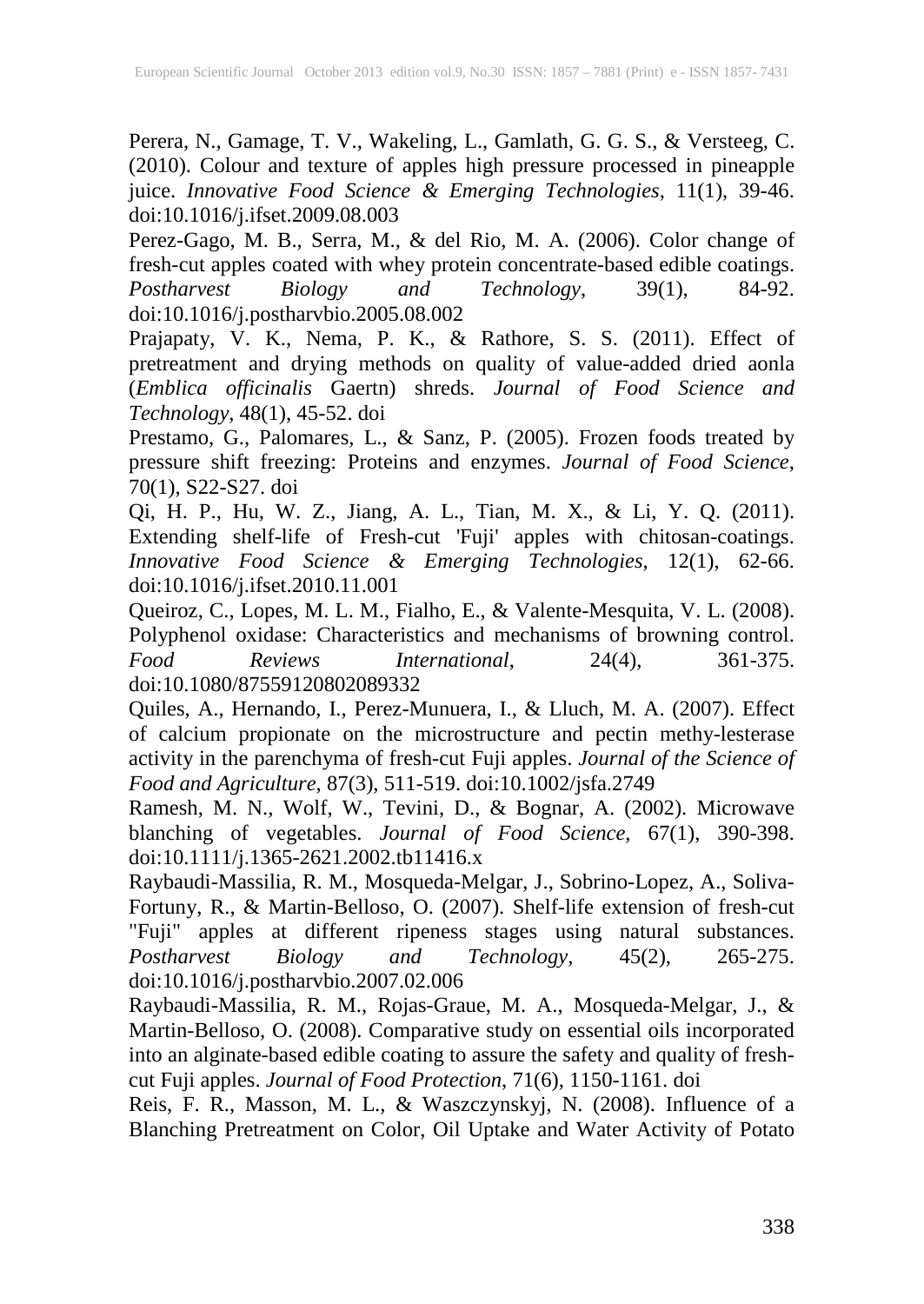Perera, N., Gamage, T. V., Wakeling, L., Gamlath, G. G. S., & Versteeg, C. (2010). Colour and texture of apples high pressure processed in pineapple juice. *Innovative Food Science & Emerging Technologies*, 11(1), 39-46. doi:10.1016/j.ifset.2009.08.003

Perez-Gago, M. B., Serra, M., & del Rio, M. A. (2006). Color change of fresh-cut apples coated with whey protein concentrate-based edible coatings. *Postharvest Biology and Technology*, 39(1), 84-92. doi:10.1016/j.postharvbio.2005.08.002

Prajapaty, V. K., Nema, P. K., & Rathore, S. S. (2011). Effect of pretreatment and drying methods on quality of value-added dried aonla (*Emblica officinalis* Gaertn) shreds. *Journal of Food Science and Technology*, 48(1), 45-52. doi

Prestamo, G., Palomares, L., & Sanz, P. (2005). Frozen foods treated by pressure shift freezing: Proteins and enzymes. *Journal of Food Science*, 70(1), S22-S27. doi

Qi, H. P., Hu, W. Z., Jiang, A. L., Tian, M. X., & Li, Y. Q. (2011). Extending shelf-life of Fresh-cut 'Fuji' apples with chitosan-coatings. *Innovative Food Science & Emerging Technologies*, 12(1), 62-66. doi:10.1016/j.ifset.2010.11.001

Queiroz, C., Lopes, M. L. M., Fialho, E., & Valente-Mesquita, V. L. (2008). Polyphenol oxidase: Characteristics and mechanisms of browning control. *Food Reviews International*, 24(4), 361-375. doi:10.1080/87559120802089332

Quiles, A., Hernando, I., Perez-Munuera, I., & Lluch, M. A. (2007). Effect of calcium propionate on the microstructure and pectin methy-lesterase activity in the parenchyma of fresh-cut Fuji apples. *Journal of the Science of Food and Agriculture*, 87(3), 511-519. doi:10.1002/jsfa.2749

Ramesh, M. N., Wolf, W., Tevini, D., & Bognar, A. (2002). Microwave blanching of vegetables. *Journal of Food Science*, 67(1), 390-398. doi:10.1111/j.1365-2621.2002.tb11416.x

Raybaudi-Massilia, R. M., Mosqueda-Melgar, J., Sobrino-Lopez, A., Soliva-Fortuny, R., & Martin-Belloso, O. (2007). Shelf-life extension of fresh-cut "Fuji" apples at different ripeness stages using natural substances. *Postharvest Biology and Technology*, 45(2), 265-275. doi:10.1016/j.postharvbio.2007.02.006

Raybaudi-Massilia, R. M., Rojas-Graue, M. A., Mosqueda-Melgar, J., & Martin-Belloso, O. (2008). Comparative study on essential oils incorporated into an alginate-based edible coating to assure the safety and quality of fresh-cut Fuji apples. *Journal of Food Protection*, 71(6), 1150-1161. doi

Reis, F. R., Masson, M. L., & Waszczynskyj, N. (2008). Influence of a Blanching Pretreatment on Color, Oil Uptake and Water Activity of Potato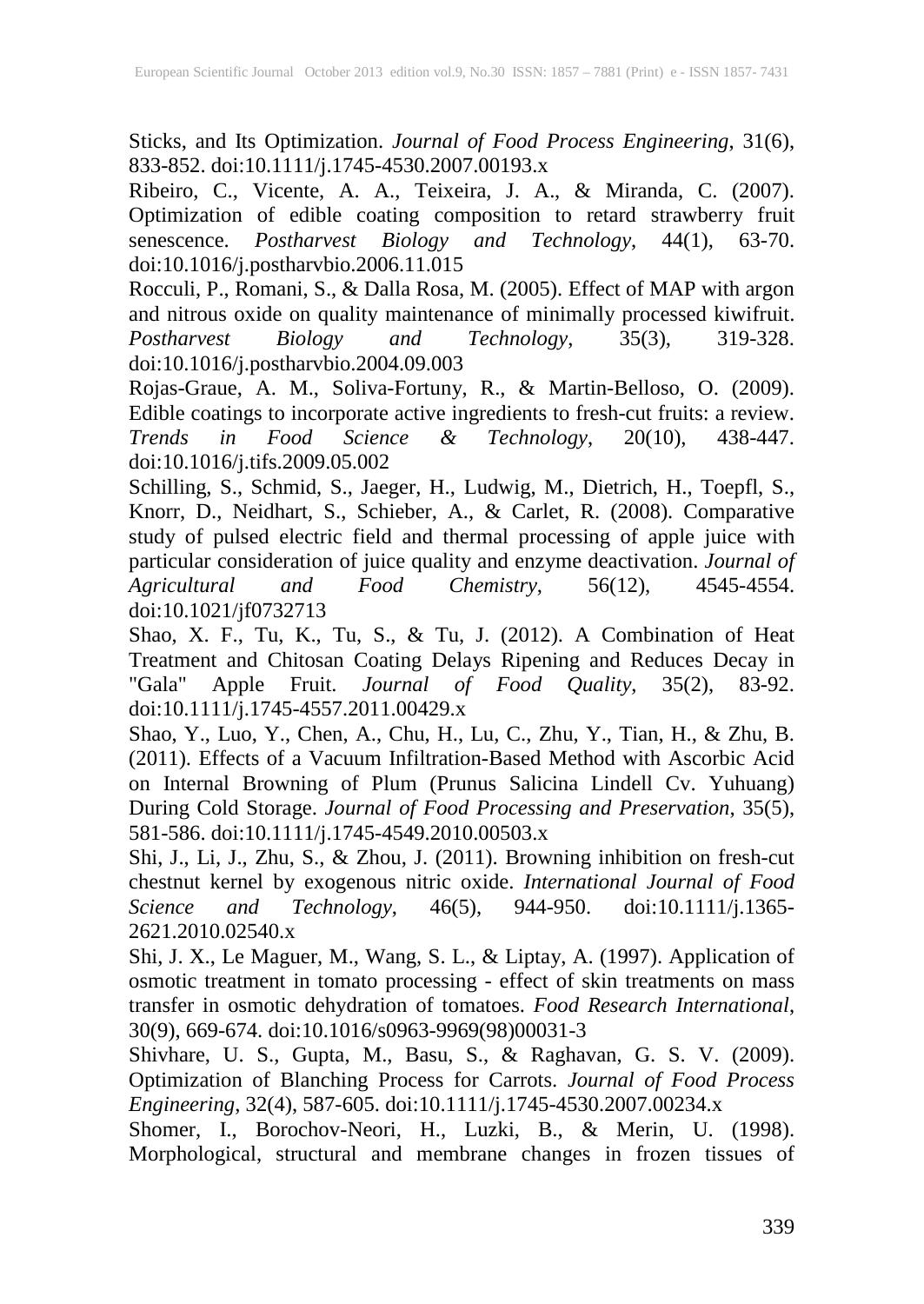Sticks, and Its Optimization. *Journal of Food Process Engineering*, 31(6), 833-852. doi:10.1111/j.1745-4530.2007.00193.x

Ribeiro, C., Vicente, A. A., Teixeira, J. A., & Miranda, C. (2007). Optimization of edible coating composition to retard strawberry fruit senescence. *Postharvest Biology and Technology*, 44(1), 63-70. doi:10.1016/j.postharvbio.2006.11.015

Rocculi, P., Romani, S., & Dalla Rosa, M. (2005). Effect of MAP with argon and nitrous oxide on quality maintenance of minimally processed kiwifruit. *Postharvest Biology and Technology*, 35(3), 319-328. doi:10.1016/j.postharvbio.2004.09.003

Rojas-Graue, A. M., Soliva-Fortuny, R., & Martin-Belloso, O. (2009). Edible coatings to incorporate active ingredients to fresh-cut fruits: a review. *Trends in Food Science & Technology*, 20(10), 438-447. doi:10.1016/j.tifs.2009.05.002

Schilling, S., Schmid, S., Jaeger, H., Ludwig, M., Dietrich, H., Toepfl, S., Knorr, D., Neidhart, S., Schieber, A., & Carlet, R. (2008). Comparative study of pulsed electric field and thermal processing of apple juice with particular consideration of juice quality and enzyme deactivation. *Journal of Agricultural and Food Chemistry*, 56(12), 4545-4554. doi:10.1021/jf0732713

Shao, X. F., Tu, K., Tu, S., & Tu, J. (2012). A Combination of Heat Treatment and Chitosan Coating Delays Ripening and Reduces Decay in "Gala" Apple Fruit. *Journal of Food Quality*, 35(2), 83-92. doi:10.1111/j.1745-4557.2011.00429.x

Shao, Y., Luo, Y., Chen, A., Chu, H., Lu, C., Zhu, Y., Tian, H., & Zhu, B. (2011). Effects of a Vacuum Infiltration-Based Method with Ascorbic Acid on Internal Browning of Plum (Prunus Salicina Lindell Cv. Yuhuang) During Cold Storage. *Journal of Food Processing and Preservation*, 35(5), 581-586. doi:10.1111/j.1745-4549.2010.00503.x

Shi, J., Li, J., Zhu, S., & Zhou, J. (2011). Browning inhibition on fresh-cut chestnut kernel by exogenous nitric oxide. *International Journal of Food Science and Technology*, 46(5), 944-950. doi:10.1111/j.1365-2621.2010.02540.x

Shi, J. X., Le Maguer, M., Wang, S. L., & Liptay, A. (1997). Application of osmotic treatment in tomato processing - effect of skin treatments on mass transfer in osmotic dehydration of tomatoes. *Food Research International*, 30(9), 669-674. doi:10.1016/s0963-9969(98)00031-3

Shivhare, U. S., Gupta, M., Basu, S., & Raghavan, G. S. V. (2009). Optimization of Blanching Process for Carrots. *Journal of Food Process Engineering*, 32(4), 587-605. doi:10.1111/j.1745-4530.2007.00234.x

Shomer, I., Borochov-Neori, H., Luzki, B., & Merin, U. (1998). Morphological, structural and membrane changes in frozen tissues of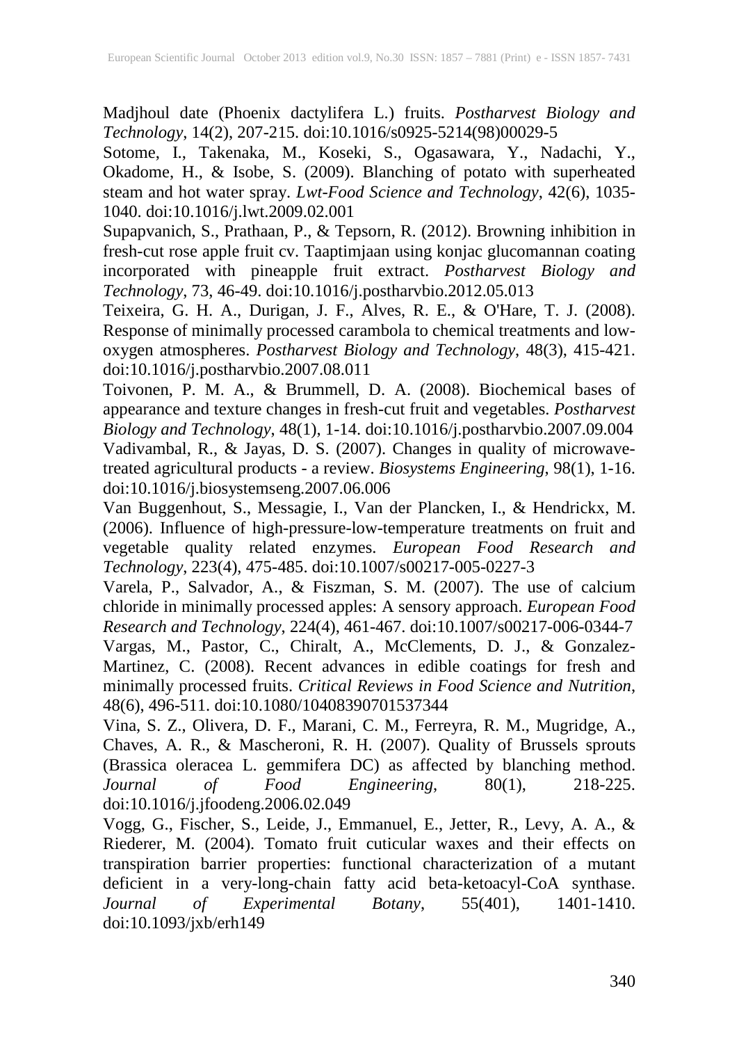Madjhoul date (Phoenix dactylifera L.) fruits. *Postharvest Biology and Technology*, 14(2), 207-215. doi:10.1016/s0925-5214(98)00029-5

Sotome, I., Takenaka, M., Koseki, S., Ogasawara, Y., Nadachi, Y., Okadome, H., & Isobe, S. (2009). Blanching of potato with superheated steam and hot water spray. *Lwt-Food Science and Technology*, 42(6), 1035-1040. doi:10.1016/j.lwt.2009.02.001

Supapvanich, S., Prathaan, P., & Tepsorn, R. (2012). Browning inhibition in fresh-cut rose apple fruit cv. Taaptimjaan using konjac glucomannan coating incorporated with pineapple fruit extract. *Postharvest Biology and Technology*, 73, 46-49. doi:10.1016/j.postharvbio.2012.05.013

Teixeira, G. H. A., Durigan, J. F., Alves, R. E., & O'Hare, T. J. (2008). Response of minimally processed carambola to chemical treatments and low-oxygen atmospheres. *Postharvest Biology and Technology*, 48(3), 415-421. doi:10.1016/j.postharvbio.2007.08.011

Toivonen, P. M. A., & Brummell, D. A. (2008). Biochemical bases of appearance and texture changes in fresh-cut fruit and vegetables. *Postharvest Biology and Technology*, 48(1), 1-14. doi:10.1016/j.postharvbio.2007.09.004

Vadivambal, R., & Jayas, D. S. (2007). Changes in quality of microwave-treated agricultural products - a review. *Biosystems Engineering*, 98(1), 1-16. doi:10.1016/j.biosystemseng.2007.06.006

Van Buggenhout, S., Messagie, I., Van der Plancken, I., & Hendrickx, M. (2006). Influence of high-pressure-low-temperature treatments on fruit and vegetable quality related enzymes. *European Food Research and Technology*, 223(4), 475-485. doi:10.1007/s00217-005-0227-3

Varela, P., Salvador, A., & Fiszman, S. M. (2007). The use of calcium chloride in minimally processed apples: A sensory approach. *European Food Research and Technology*, 224(4), 461-467. doi:10.1007/s00217-006-0344-7

Vargas, M., Pastor, C., Chiralt, A., McClements, D. J., & Gonzalez-Martinez, C. (2008). Recent advances in edible coatings for fresh and minimally processed fruits. *Critical Reviews in Food Science and Nutrition*, 48(6), 496-511. doi:10.1080/10408390701537344

Vina, S. Z., Olivera, D. F., Marani, C. M., Ferreyra, R. M., Mugridge, A., Chaves, A. R., & Mascheroni, R. H. (2007). Quality of Brussels sprouts (Brassica oleracea L. gemmifera DC) as affected by blanching method. *Journal of Food Engineering*, 80(1), 218-225. doi:10.1016/j.jfoodeng.2006.02.049

Vogg, G., Fischer, S., Leide, J., Emmanuel, E., Jetter, R., Levy, A. A., & Riederer, M. (2004). Tomato fruit cuticular waxes and their effects on transpiration barrier properties: functional characterization of a mutant deficient in a very-long-chain fatty acid beta-ketoacyl-CoA synthase. *Journal of Experimental Botany*, 55(401), 1401-1410. doi:10.1093/jxb/erh149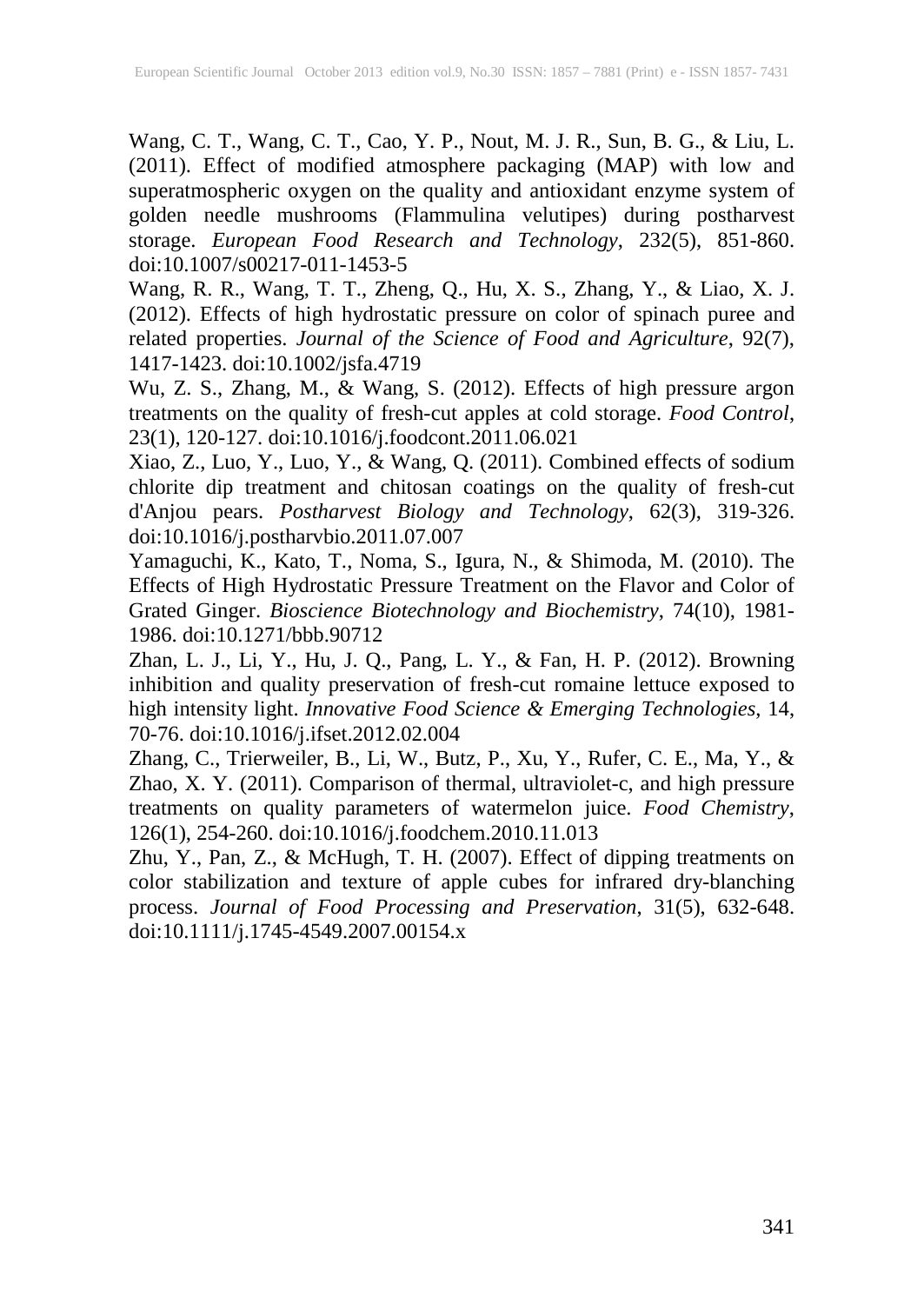Wang, C. T., Wang, C. T., Cao, Y. P., Nout, M. J. R., Sun, B. G., & Liu, L. (2011). Effect of modified atmosphere packaging (MAP) with low and superatmospheric oxygen on the quality and antioxidant enzyme system of golden needle mushrooms (Flammulina velutipes) during postharvest storage. *European Food Research and Technology*, 232(5), 851-860. doi:10.1007/s00217-011-1453-5

Wang, R. R., Wang, T. T., Zheng, Q., Hu, X. S., Zhang, Y., & Liao, X. J. (2012). Effects of high hydrostatic pressure on color of spinach puree and related properties. *Journal of the Science of Food and Agriculture*, 92(7), 1417-1423. doi:10.1002/jsfa.4719

Wu, Z. S., Zhang, M., & Wang, S. (2012). Effects of high pressure argon treatments on the quality of fresh-cut apples at cold storage. *Food Control*, 23(1), 120-127. doi:10.1016/j.foodcont.2011.06.021

Xiao, Z., Luo, Y., Luo, Y., & Wang, Q. (2011). Combined effects of sodium chlorite dip treatment and chitosan coatings on the quality of fresh-cut d'Anjou pears. *Postharvest Biology and Technology*, 62(3), 319-326. doi:10.1016/j.postharvbio.2011.07.007

Yamaguchi, K., Kato, T., Noma, S., Igura, N., & Shimoda, M. (2010). The Effects of High Hydrostatic Pressure Treatment on the Flavor and Color of Grated Ginger. *Bioscience Biotechnology and Biochemistry*, 74(10), 1981-1986. doi:10.1271/bbb.90712

Zhan, L. J., Li, Y., Hu, J. Q., Pang, L. Y., & Fan, H. P. (2012). Browning inhibition and quality preservation of fresh-cut romaine lettuce exposed to high intensity light. *Innovative Food Science & Emerging Technologies*, 14, 70-76. doi:10.1016/j.ifset.2012.02.004

Zhang, C., Trierweiler, B., Li, W., Butz, P., Xu, Y., Rufer, C. E., Ma, Y., & Zhao, X. Y. (2011). Comparison of thermal, ultraviolet-c, and high pressure treatments on quality parameters of watermelon juice. *Food Chemistry*, 126(1), 254-260. doi:10.1016/j.foodchem.2010.11.013

Zhu, Y., Pan, Z., & McHugh, T. H. (2007). Effect of dipping treatments on color stabilization and texture of apple cubes for infrared dry-blanching process. *Journal of Food Processing and Preservation*, 31(5), 632-648. doi:10.1111/j.1745-4549.2007.00154.x